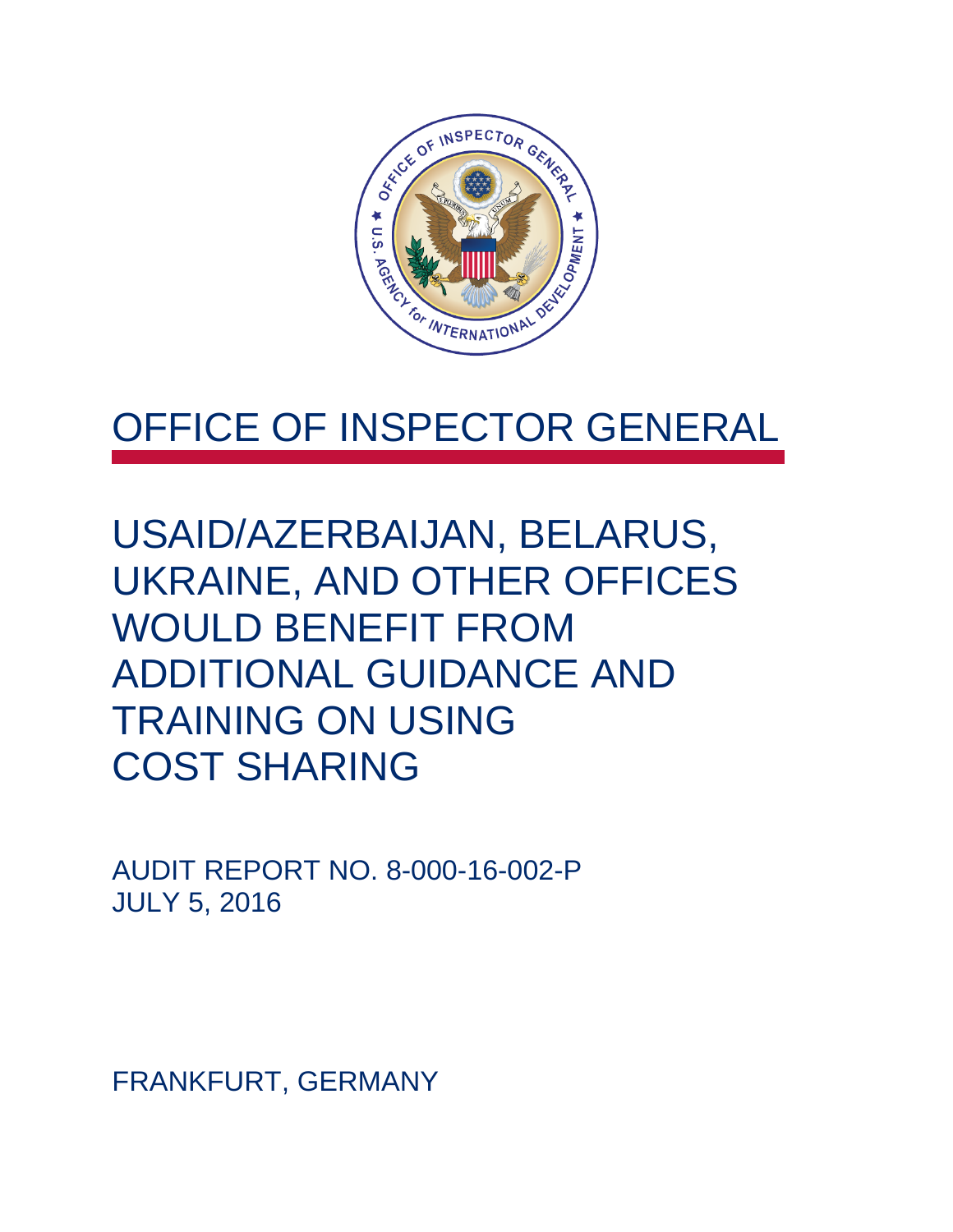# OFFICE OF INSPECTOR GENERAL

# USAID/AZERBAIJAN, BELARUS, UKRAINE, AND OTHER OFFICES WOULD BENEFIT FROM ADDITIONAL GUIDANCE AND TRAINING ON USING COST SHARING

AUDIT REPORT NO. 8-000-16-002-P
JULY 5, 2016

FRANKFURT, GERMANY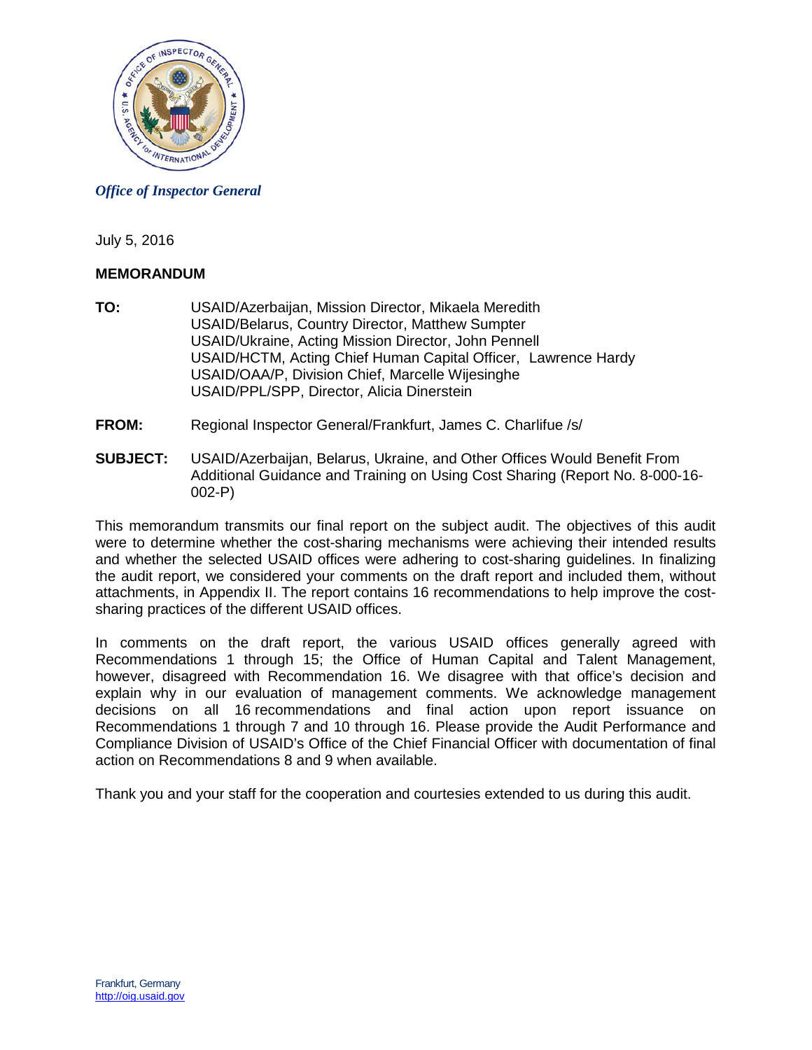*Office of Inspector General*

July 5, 2016

**MEMORANDUM**

**TO:** USAID/Azerbaijan, Mission Director, Mikaela Meredith
USAID/Belarus, Country Director, Matthew Sumpter
USAID/Ukraine, Acting Mission Director, John Pennell
USAID/HCTM, Acting Chief Human Capital Officer, Lawrence Hardy
USAID/OAA/P, Division Chief, Marcelle Wijesinghe
USAID/PPL/SPP, Director, Alicia Dinerstein

**FROM:** Regional Inspector General/Frankfurt, James C. Charlifue /s/

**SUBJECT:** USAID/Azerbaijan, Belarus, Ukraine, and Other Offices Would Benefit From Additional Guidance and Training on Using Cost Sharing (Report No. 8-000-16-002-P)

This memorandum transmits our final report on the subject audit. The objectives of this audit were to determine whether the cost-sharing mechanisms were achieving their intended results and whether the selected USAID offices were adhering to cost-sharing guidelines. In finalizing the audit report, we considered your comments on the draft report and included them, without attachments, in Appendix II. The report contains 16 recommendations to help improve the cost-sharing practices of the different USAID offices.

In comments on the draft report, the various USAID offices generally agreed with Recommendations 1 through 15; the Office of Human Capital and Talent Management, however, disagreed with Recommendation 16. We disagree with that office's decision and explain why in our evaluation of management comments. We acknowledge management decisions on all 16 recommendations and final action upon report issuance on Recommendations 1 through 7 and 10 through 16. Please provide the Audit Performance and Compliance Division of USAID's Office of the Chief Financial Officer with documentation of final action on Recommendations 8 and 9 when available.

Thank you and your staff for the cooperation and courtesies extended to us during this audit.

Frankfurt, Germany
http://oig.usaid.gov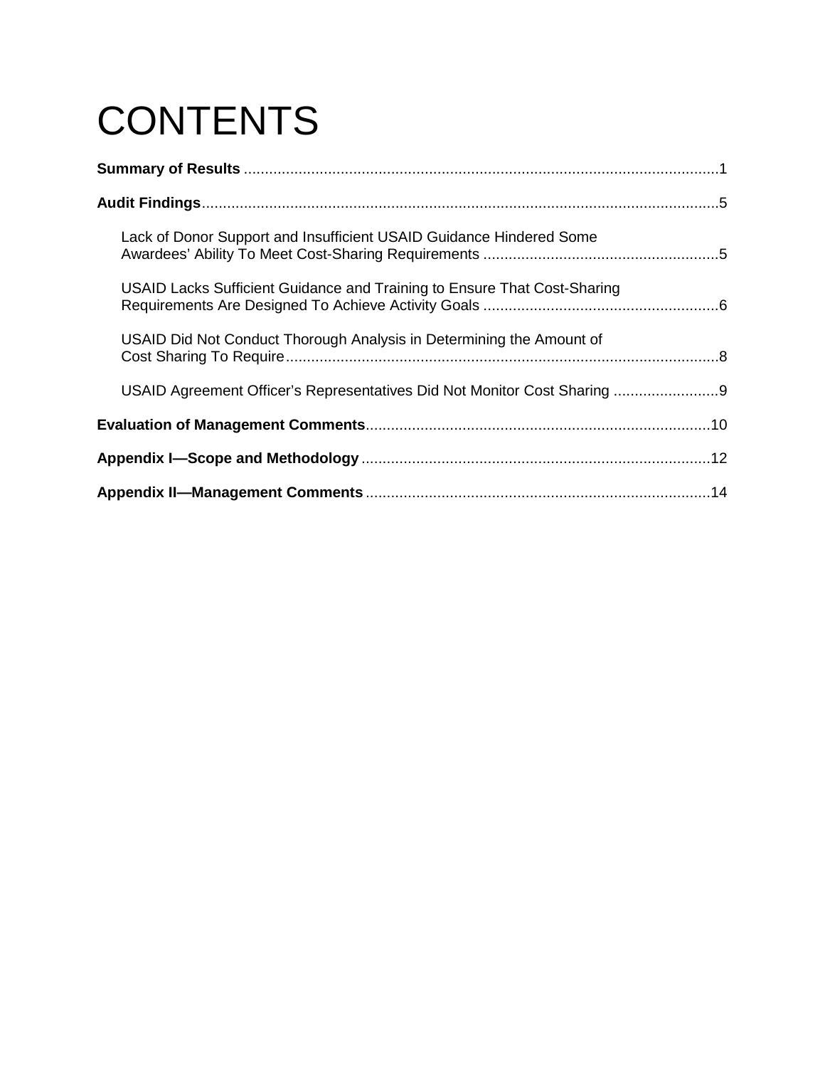# CONTENTS

**Summary of Results** ................................................................................................................1

**Audit Findings**.........................................................................................................................5

Lack of Donor Support and Insufficient USAID Guidance Hindered Some Awardees' Ability To Meet Cost-Sharing Requirements ........................................................5

USAID Lacks Sufficient Guidance and Training to Ensure That Cost-Sharing Requirements Are Designed To Achieve Activity Goals ........................................................6

USAID Did Not Conduct Thorough Analysis in Determining the Amount of Cost Sharing To Require......................................................................................................8

USAID Agreement Officer's Representatives Did Not Monitor Cost Sharing .........................9

**Evaluation of Management Comments**..................................................................................10

**Appendix I—Scope and Methodology** ..................................................................................12

**Appendix II—Management Comments** .................................................................................14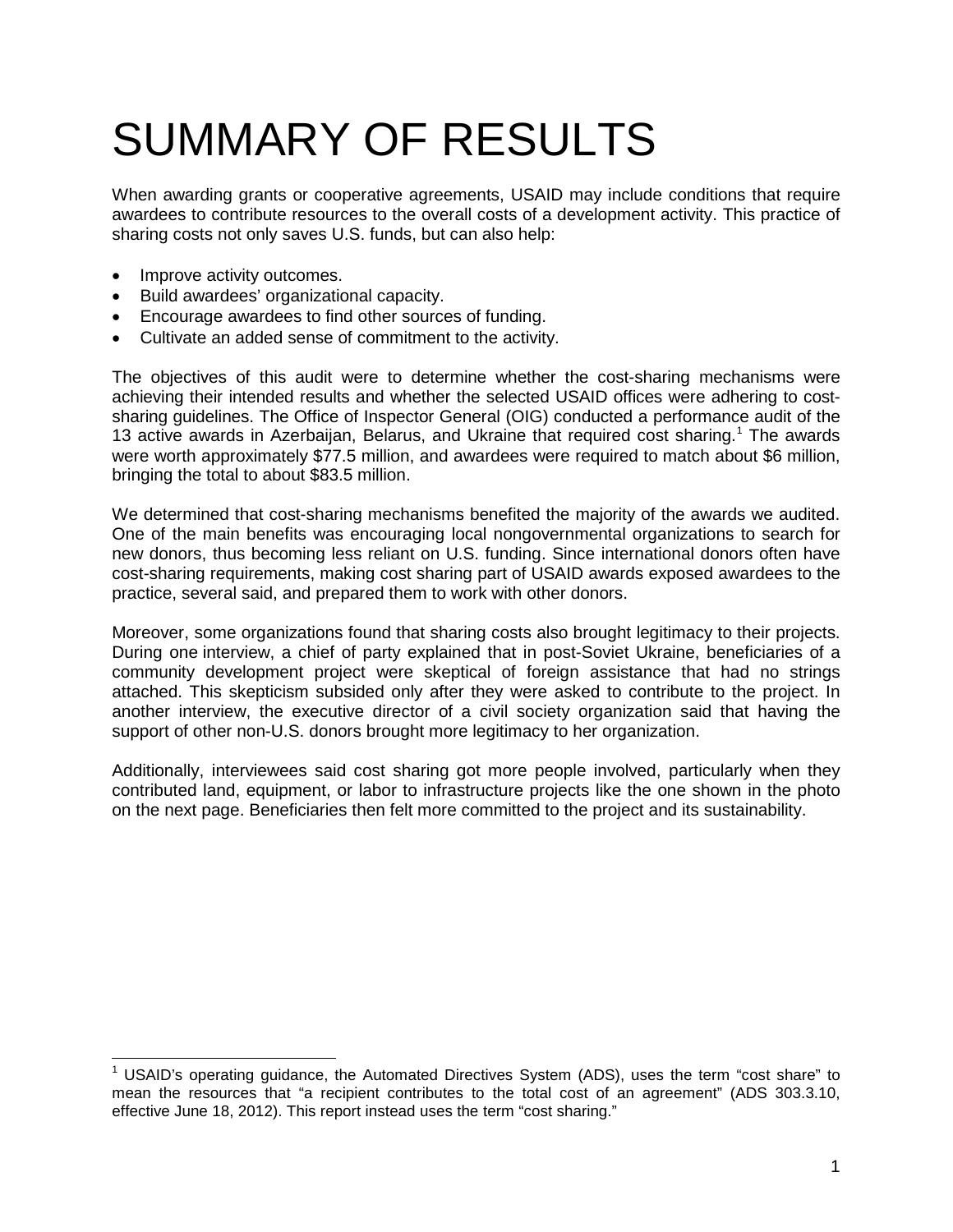# SUMMARY OF RESULTS

When awarding grants or cooperative agreements, USAID may include conditions that require awardees to contribute resources to the overall costs of a development activity. This practice of sharing costs not only saves U.S. funds, but can also help:

- Improve activity outcomes.
- Build awardees' organizational capacity.
- Encourage awardees to find other sources of funding.
- Cultivate an added sense of commitment to the activity.

The objectives of this audit were to determine whether the cost-sharing mechanisms were achieving their intended results and whether the selected USAID offices were adhering to cost-sharing guidelines. The Office of Inspector General (OIG) conducted a performance audit of the 13 active awards in Azerbaijan, Belarus, and Ukraine that required cost sharing.[1] The awards were worth approximately $77.5 million, and awardees were required to match about $6 million, bringing the total to about $83.5 million.

We determined that cost-sharing mechanisms benefited the majority of the awards we audited. One of the main benefits was encouraging local nongovernmental organizations to search for new donors, thus becoming less reliant on U.S. funding. Since international donors often have cost-sharing requirements, making cost sharing part of USAID awards exposed awardees to the practice, several said, and prepared them to work with other donors.

Moreover, some organizations found that sharing costs also brought legitimacy to their projects. During one interview, a chief of party explained that in post-Soviet Ukraine, beneficiaries of a community development project were skeptical of foreign assistance that had no strings attached. This skepticism subsided only after they were asked to contribute to the project. In another interview, the executive director of a civil society organization said that having the support of other non-U.S. donors brought more legitimacy to her organization.

Additionally, interviewees said cost sharing got more people involved, particularly when they contributed land, equipment, or labor to infrastructure projects like the one shown in the photo on the next page. Beneficiaries then felt more committed to the project and its sustainability.

[1] USAID's operating guidance, the Automated Directives System (ADS), uses the term "cost share" to mean the resources that "a recipient contributes to the total cost of an agreement" (ADS 303.3.10, effective June 18, 2012). This report instead uses the term "cost sharing."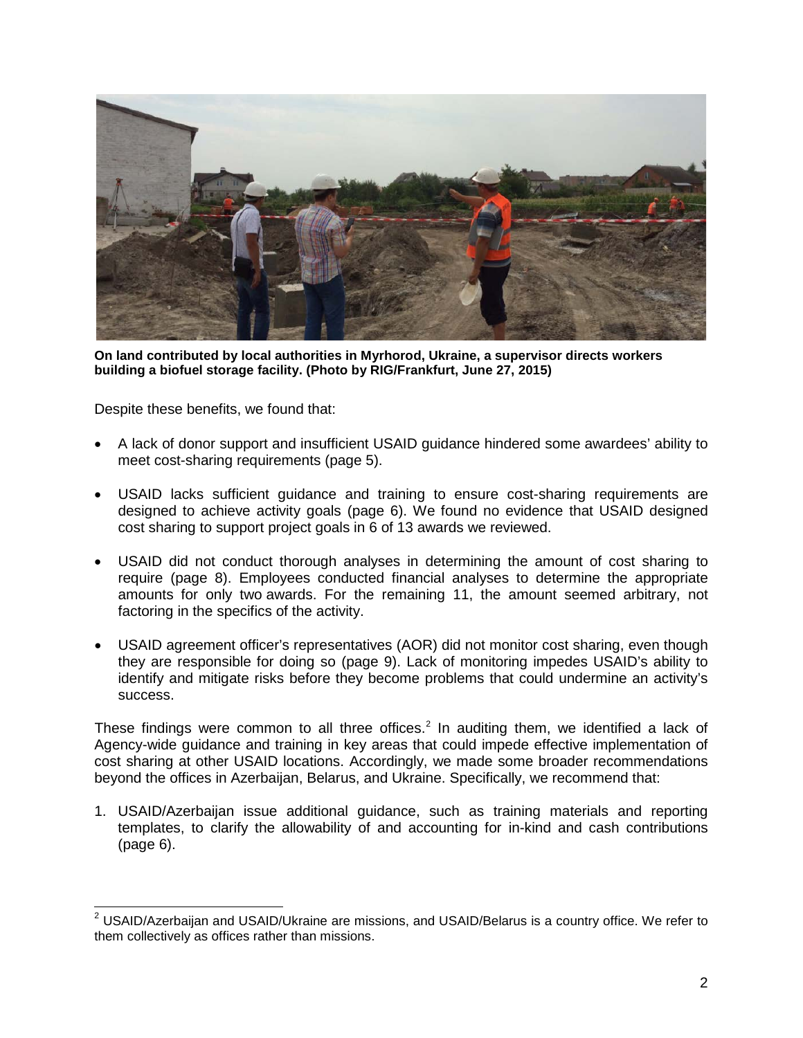**On land contributed by local authorities in Myrhorod, Ukraine, a supervisor directs workers building a biofuel storage facility. (Photo by RIG/Frankfurt, June 27, 2015)**

Despite these benefits, we found that:

- A lack of donor support and insufficient USAID guidance hindered some awardees' ability to meet cost-sharing requirements (page 5).
- USAID lacks sufficient guidance and training to ensure cost-sharing requirements are designed to achieve activity goals (page 6). We found no evidence that USAID designed cost sharing to support project goals in 6 of 13 awards we reviewed.
- USAID did not conduct thorough analyses in determining the amount of cost sharing to require (page 8). Employees conducted financial analyses to determine the appropriate amounts for only two awards. For the remaining 11, the amount seemed arbitrary, not factoring in the specifics of the activity.
- USAID agreement officer's representatives (AOR) did not monitor cost sharing, even though they are responsible for doing so (page 9). Lack of monitoring impedes USAID's ability to identify and mitigate risks before they become problems that could undermine an activity's success.

These findings were common to all three offices.[2] In auditing them, we identified a lack of Agency-wide guidance and training in key areas that could impede effective implementation of cost sharing at other USAID locations. Accordingly, we made some broader recommendations beyond the offices in Azerbaijan, Belarus, and Ukraine. Specifically, we recommend that:

1. USAID/Azerbaijan issue additional guidance, such as training materials and reporting templates, to clarify the allowability of and accounting for in-kind and cash contributions (page 6).

[2] USAID/Azerbaijan and USAID/Ukraine are missions, and USAID/Belarus is a country office. We refer to them collectively as offices rather than missions.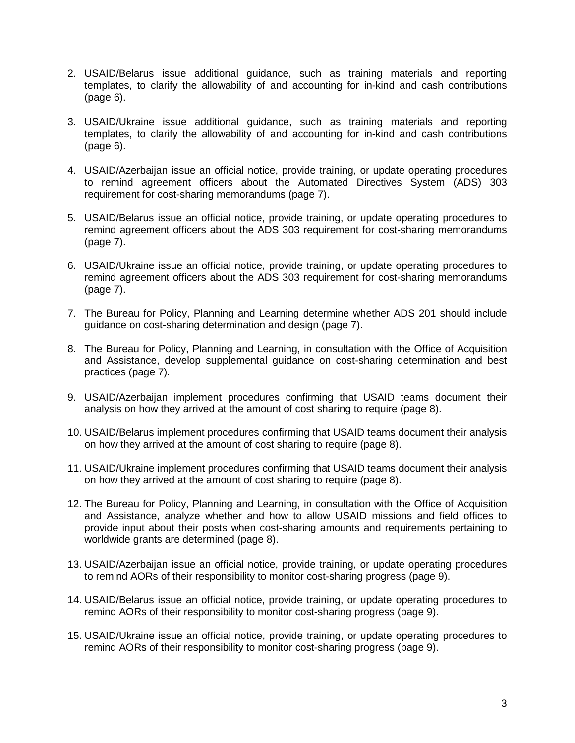2. USAID/Belarus issue additional guidance, such as training materials and reporting templates, to clarify the allowability of and accounting for in-kind and cash contributions (page 6).

3. USAID/Ukraine issue additional guidance, such as training materials and reporting templates, to clarify the allowability of and accounting for in-kind and cash contributions (page 6).

4. USAID/Azerbaijan issue an official notice, provide training, or update operating procedures to remind agreement officers about the Automated Directives System (ADS) 303 requirement for cost-sharing memorandums (page 7).

5. USAID/Belarus issue an official notice, provide training, or update operating procedures to remind agreement officers about the ADS 303 requirement for cost-sharing memorandums (page 7).

6. USAID/Ukraine issue an official notice, provide training, or update operating procedures to remind agreement officers about the ADS 303 requirement for cost-sharing memorandums (page 7).

7. The Bureau for Policy, Planning and Learning determine whether ADS 201 should include guidance on cost-sharing determination and design (page 7).

8. The Bureau for Policy, Planning and Learning, in consultation with the Office of Acquisition and Assistance, develop supplemental guidance on cost-sharing determination and best practices (page 7).

9. USAID/Azerbaijan implement procedures confirming that USAID teams document their analysis on how they arrived at the amount of cost sharing to require (page 8).

10. USAID/Belarus implement procedures confirming that USAID teams document their analysis on how they arrived at the amount of cost sharing to require (page 8).

11. USAID/Ukraine implement procedures confirming that USAID teams document their analysis on how they arrived at the amount of cost sharing to require (page 8).

12. The Bureau for Policy, Planning and Learning, in consultation with the Office of Acquisition and Assistance, analyze whether and how to allow USAID missions and field offices to provide input about their posts when cost-sharing amounts and requirements pertaining to worldwide grants are determined (page 8).

13. USAID/Azerbaijan issue an official notice, provide training, or update operating procedures to remind AORs of their responsibility to monitor cost-sharing progress (page 9).

14. USAID/Belarus issue an official notice, provide training, or update operating procedures to remind AORs of their responsibility to monitor cost-sharing progress (page 9).

15. USAID/Ukraine issue an official notice, provide training, or update operating procedures to remind AORs of their responsibility to monitor cost-sharing progress (page 9).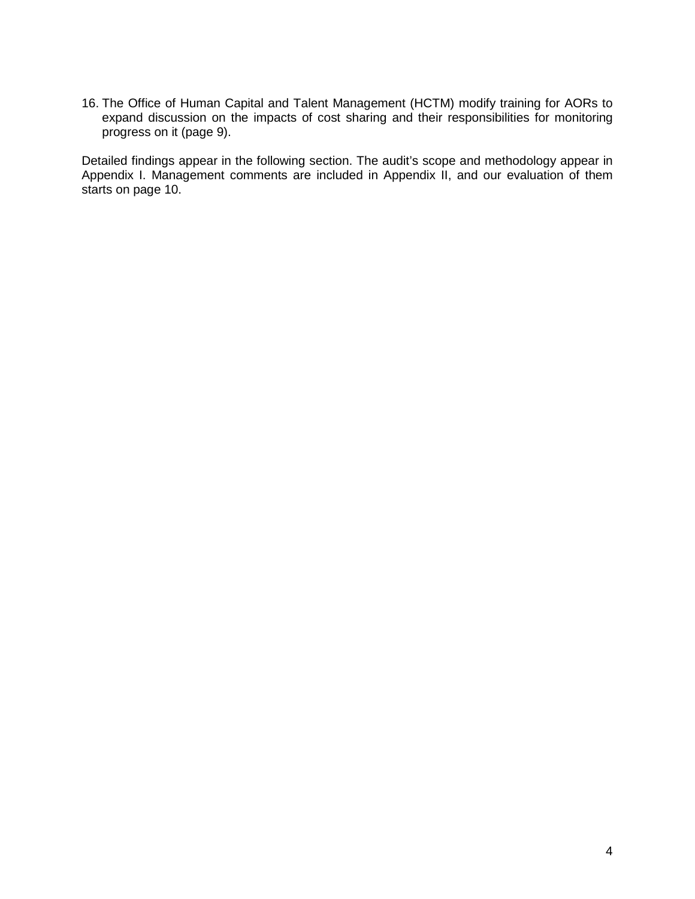16. The Office of Human Capital and Talent Management (HCTM) modify training for AORs to expand discussion on the impacts of cost sharing and their responsibilities for monitoring progress on it (page 9).

Detailed findings appear in the following section. The audit's scope and methodology appear in Appendix I. Management comments are included in Appendix II, and our evaluation of them starts on page 10.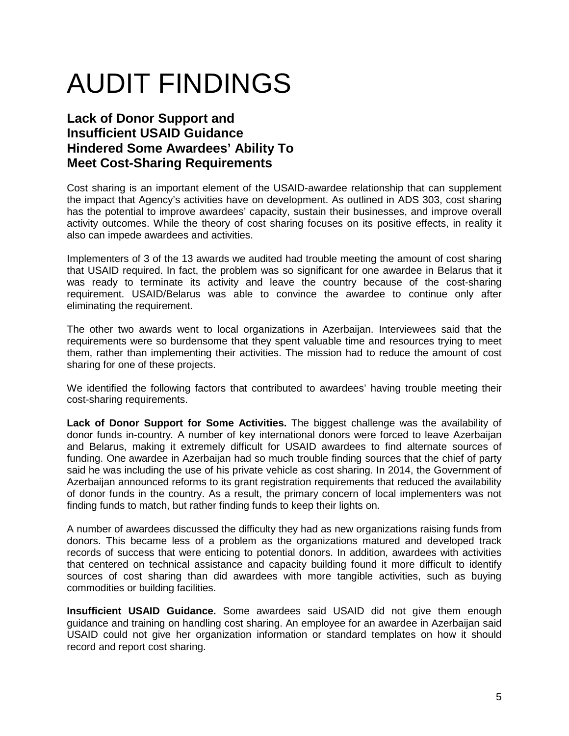# AUDIT FINDINGS

## Lack of Donor Support and Insufficient USAID Guidance Hindered Some Awardees' Ability To Meet Cost-Sharing Requirements

Cost sharing is an important element of the USAID-awardee relationship that can supplement the impact that Agency's activities have on development. As outlined in ADS 303, cost sharing has the potential to improve awardees' capacity, sustain their businesses, and improve overall activity outcomes. While the theory of cost sharing focuses on its positive effects, in reality it also can impede awardees and activities.

Implementers of 3 of the 13 awards we audited had trouble meeting the amount of cost sharing that USAID required. In fact, the problem was so significant for one awardee in Belarus that it was ready to terminate its activity and leave the country because of the cost-sharing requirement. USAID/Belarus was able to convince the awardee to continue only after eliminating the requirement.

The other two awards went to local organizations in Azerbaijan. Interviewees said that the requirements were so burdensome that they spent valuable time and resources trying to meet them, rather than implementing their activities. The mission had to reduce the amount of cost sharing for one of these projects.

We identified the following factors that contributed to awardees' having trouble meeting their cost-sharing requirements.

**Lack of Donor Support for Some Activities.** The biggest challenge was the availability of donor funds in-country. A number of key international donors were forced to leave Azerbaijan and Belarus, making it extremely difficult for USAID awardees to find alternate sources of funding. One awardee in Azerbaijan had so much trouble finding sources that the chief of party said he was including the use of his private vehicle as cost sharing. In 2014, the Government of Azerbaijan announced reforms to its grant registration requirements that reduced the availability of donor funds in the country. As a result, the primary concern of local implementers was not finding funds to match, but rather finding funds to keep their lights on.

A number of awardees discussed the difficulty they had as new organizations raising funds from donors. This became less of a problem as the organizations matured and developed track records of success that were enticing to potential donors. In addition, awardees with activities that centered on technical assistance and capacity building found it more difficult to identify sources of cost sharing than did awardees with more tangible activities, such as buying commodities or building facilities.

**Insufficient USAID Guidance.** Some awardees said USAID did not give them enough guidance and training on handling cost sharing. An employee for an awardee in Azerbaijan said USAID could not give her organization information or standard templates on how it should record and report cost sharing.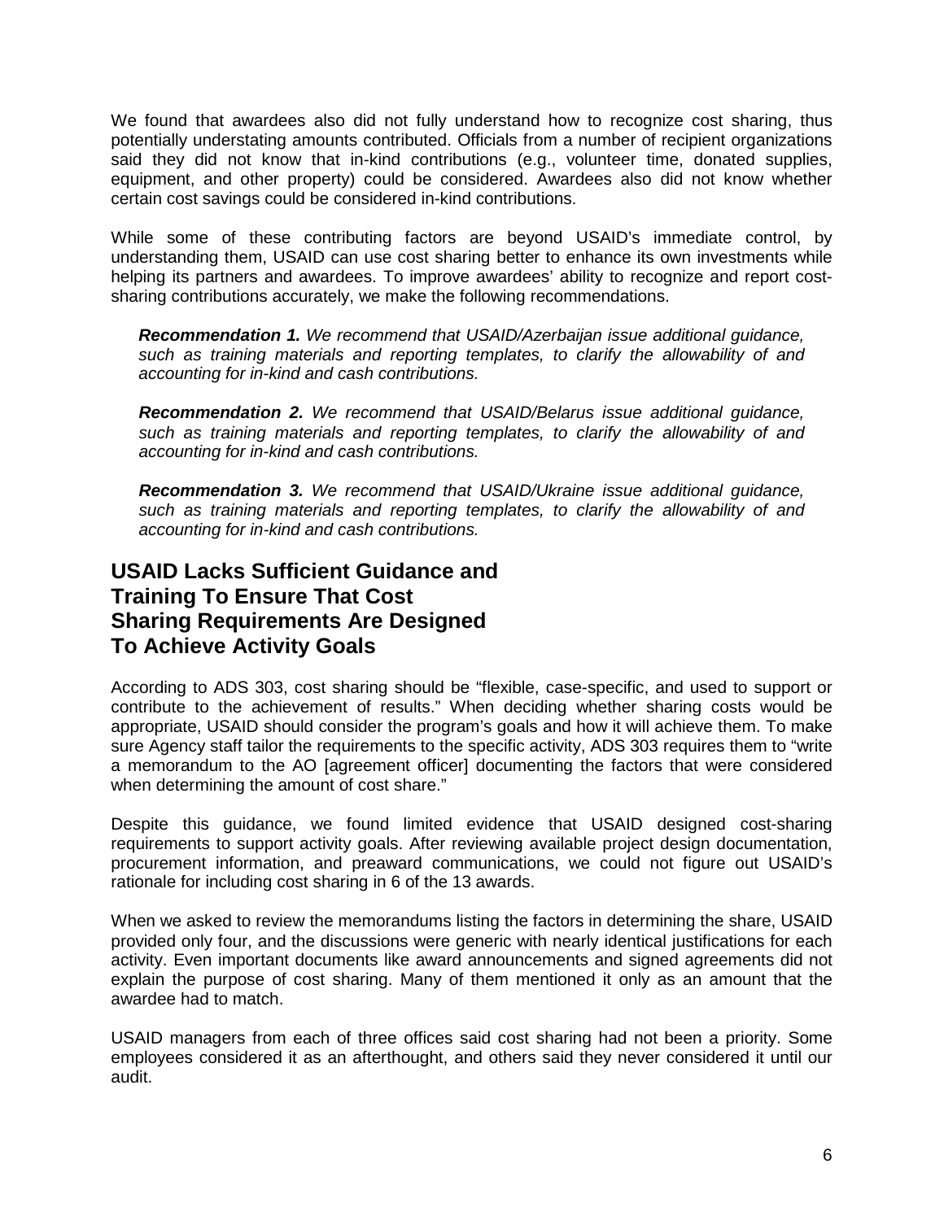We found that awardees also did not fully understand how to recognize cost sharing, thus potentially understating amounts contributed. Officials from a number of recipient organizations said they did not know that in-kind contributions (e.g., volunteer time, donated supplies, equipment, and other property) could be considered. Awardees also did not know whether certain cost savings could be considered in-kind contributions.

While some of these contributing factors are beyond USAID's immediate control, by understanding them, USAID can use cost sharing better to enhance its own investments while helping its partners and awardees. To improve awardees' ability to recognize and report cost-sharing contributions accurately, we make the following recommendations.

> ***Recommendation 1.*** *We recommend that USAID/Azerbaijan issue additional guidance, such as training materials and reporting templates, to clarify the allowability of and accounting for in-kind and cash contributions.*
>
> ***Recommendation 2.*** *We recommend that USAID/Belarus issue additional guidance, such as training materials and reporting templates, to clarify the allowability of and accounting for in-kind and cash contributions.*
>
> ***Recommendation 3.*** *We recommend that USAID/Ukraine issue additional guidance, such as training materials and reporting templates, to clarify the allowability of and accounting for in-kind and cash contributions.*

## USAID Lacks Sufficient Guidance and Training To Ensure That Cost Sharing Requirements Are Designed To Achieve Activity Goals

According to ADS 303, cost sharing should be "flexible, case-specific, and used to support or contribute to the achievement of results." When deciding whether sharing costs would be appropriate, USAID should consider the program's goals and how it will achieve them. To make sure Agency staff tailor the requirements to the specific activity, ADS 303 requires them to "write a memorandum to the AO [agreement officer] documenting the factors that were considered when determining the amount of cost share."

Despite this guidance, we found limited evidence that USAID designed cost-sharing requirements to support activity goals. After reviewing available project design documentation, procurement information, and preaward communications, we could not figure out USAID's rationale for including cost sharing in 6 of the 13 awards.

When we asked to review the memorandums listing the factors in determining the share, USAID provided only four, and the discussions were generic with nearly identical justifications for each activity. Even important documents like award announcements and signed agreements did not explain the purpose of cost sharing. Many of them mentioned it only as an amount that the awardee had to match.

USAID managers from each of three offices said cost sharing had not been a priority. Some employees considered it as an afterthought, and others said they never considered it until our audit.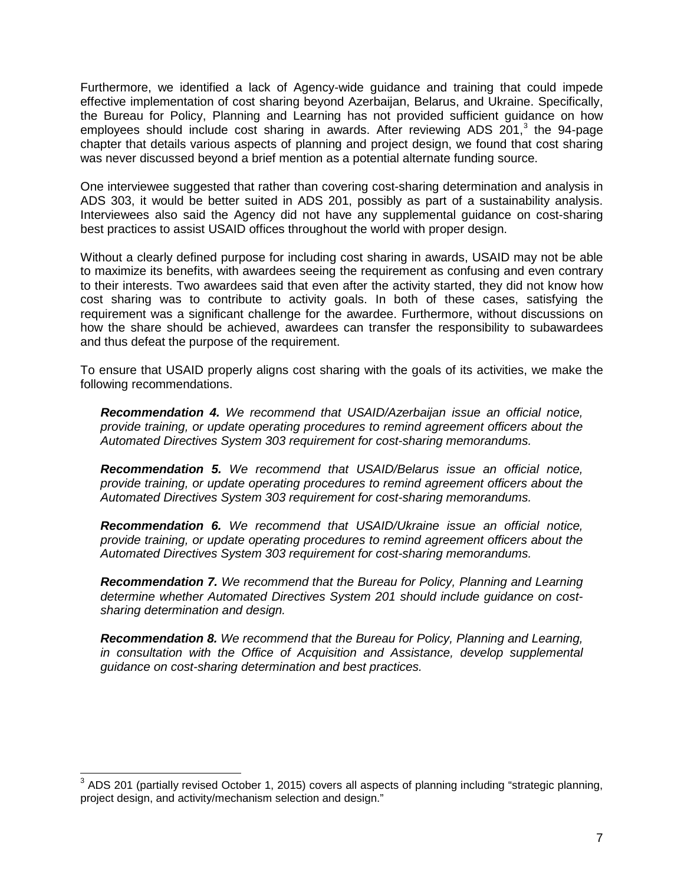Furthermore, we identified a lack of Agency-wide guidance and training that could impede effective implementation of cost sharing beyond Azerbaijan, Belarus, and Ukraine. Specifically, the Bureau for Policy, Planning and Learning has not provided sufficient guidance on how employees should include cost sharing in awards. After reviewing ADS 201,[3] the 94-page chapter that details various aspects of planning and project design, we found that cost sharing was never discussed beyond a brief mention as a potential alternate funding source.

One interviewee suggested that rather than covering cost-sharing determination and analysis in ADS 303, it would be better suited in ADS 201, possibly as part of a sustainability analysis. Interviewees also said the Agency did not have any supplemental guidance on cost-sharing best practices to assist USAID offices throughout the world with proper design.

Without a clearly defined purpose for including cost sharing in awards, USAID may not be able to maximize its benefits, with awardees seeing the requirement as confusing and even contrary to their interests. Two awardees said that even after the activity started, they did not know how cost sharing was to contribute to activity goals. In both of these cases, satisfying the requirement was a significant challenge for the awardee. Furthermore, without discussions on how the share should be achieved, awardees can transfer the responsibility to subawardees and thus defeat the purpose of the requirement.

To ensure that USAID properly aligns cost sharing with the goals of its activities, we make the following recommendations.

> ***Recommendation 4.*** *We recommend that USAID/Azerbaijan issue an official notice, provide training, or update operating procedures to remind agreement officers about the Automated Directives System 303 requirement for cost-sharing memorandums.*
>
> ***Recommendation 5.*** *We recommend that USAID/Belarus issue an official notice, provide training, or update operating procedures to remind agreement officers about the Automated Directives System 303 requirement for cost-sharing memorandums.*
>
> ***Recommendation 6.*** *We recommend that USAID/Ukraine issue an official notice, provide training, or update operating procedures to remind agreement officers about the Automated Directives System 303 requirement for cost-sharing memorandums.*
>
> ***Recommendation 7.*** *We recommend that the Bureau for Policy, Planning and Learning determine whether Automated Directives System 201 should include guidance on cost-sharing determination and design.*
>
> ***Recommendation 8.*** *We recommend that the Bureau for Policy, Planning and Learning, in consultation with the Office of Acquisition and Assistance, develop supplemental guidance on cost-sharing determination and best practices.*

---

[3] ADS 201 (partially revised October 1, 2015) covers all aspects of planning including "strategic planning, project design, and activity/mechanism selection and design."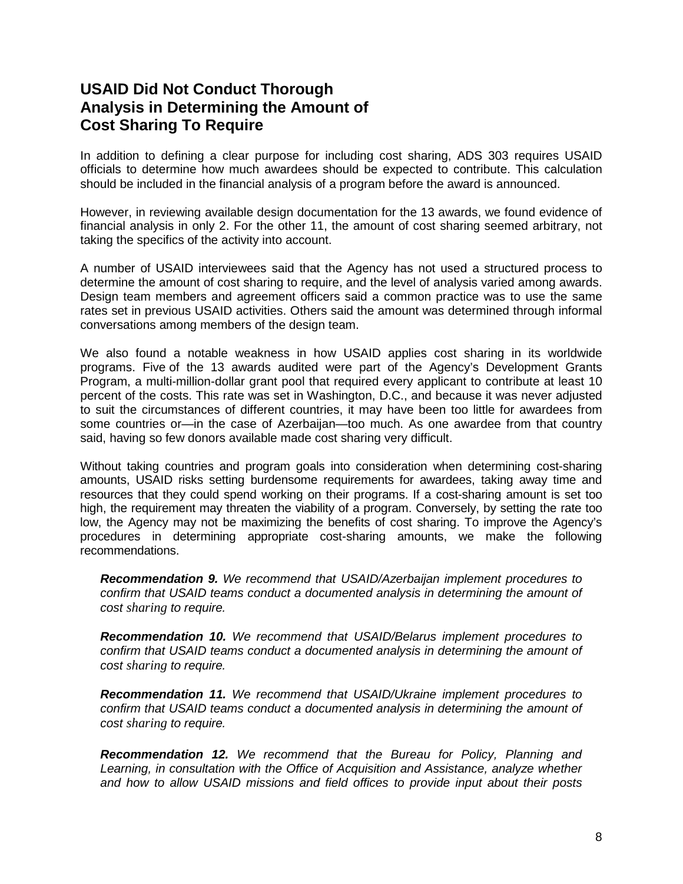## USAID Did Not Conduct Thorough Analysis in Determining the Amount of Cost Sharing To Require

In addition to defining a clear purpose for including cost sharing, ADS 303 requires USAID officials to determine how much awardees should be expected to contribute. This calculation should be included in the financial analysis of a program before the award is announced.

However, in reviewing available design documentation for the 13 awards, we found evidence of financial analysis in only 2. For the other 11, the amount of cost sharing seemed arbitrary, not taking the specifics of the activity into account.

A number of USAID interviewees said that the Agency has not used a structured process to determine the amount of cost sharing to require, and the level of analysis varied among awards. Design team members and agreement officers said a common practice was to use the same rates set in previous USAID activities. Others said the amount was determined through informal conversations among members of the design team.

We also found a notable weakness in how USAID applies cost sharing in its worldwide programs. Five of the 13 awards audited were part of the Agency's Development Grants Program, a multi-million-dollar grant pool that required every applicant to contribute at least 10 percent of the costs. This rate was set in Washington, D.C., and because it was never adjusted to suit the circumstances of different countries, it may have been too little for awardees from some countries or—in the case of Azerbaijan—too much. As one awardee from that country said, having so few donors available made cost sharing very difficult.

Without taking countries and program goals into consideration when determining cost-sharing amounts, USAID risks setting burdensome requirements for awardees, taking away time and resources that they could spend working on their programs. If a cost-sharing amount is set too high, the requirement may threaten the viability of a program. Conversely, by setting the rate too low, the Agency may not be maximizing the benefits of cost sharing. To improve the Agency's procedures in determining appropriate cost-sharing amounts, we make the following recommendations.

> ***Recommendation 9.*** *We recommend that USAID/Azerbaijan implement procedures to confirm that USAID teams conduct a documented analysis in determining the amount of cost sharing to require.*
>
> ***Recommendation 10.*** *We recommend that USAID/Belarus implement procedures to confirm that USAID teams conduct a documented analysis in determining the amount of cost sharing to require.*
>
> ***Recommendation 11.*** *We recommend that USAID/Ukraine implement procedures to confirm that USAID teams conduct a documented analysis in determining the amount of cost sharing to require.*
>
> ***Recommendation 12.*** *We recommend that the Bureau for Policy, Planning and Learning, in consultation with the Office of Acquisition and Assistance, analyze whether and how to allow USAID missions and field offices to provide input about their posts*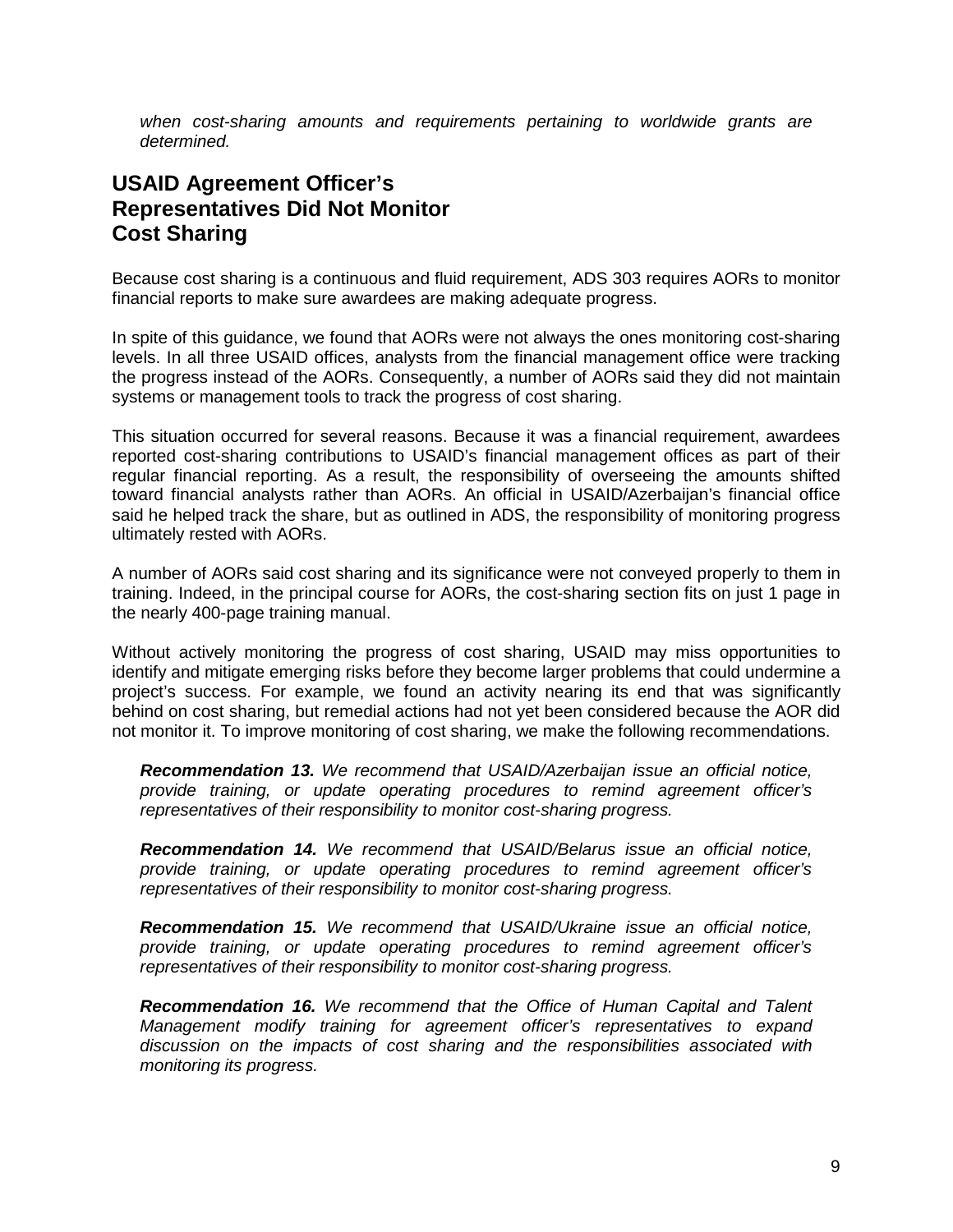*when cost-sharing amounts and requirements pertaining to worldwide grants are determined.*

## USAID Agreement Officer's Representatives Did Not Monitor Cost Sharing

Because cost sharing is a continuous and fluid requirement, ADS 303 requires AORs to monitor financial reports to make sure awardees are making adequate progress.

In spite of this guidance, we found that AORs were not always the ones monitoring cost-sharing levels. In all three USAID offices, analysts from the financial management office were tracking the progress instead of the AORs. Consequently, a number of AORs said they did not maintain systems or management tools to track the progress of cost sharing.

This situation occurred for several reasons. Because it was a financial requirement, awardees reported cost-sharing contributions to USAID's financial management offices as part of their regular financial reporting. As a result, the responsibility of overseeing the amounts shifted toward financial analysts rather than AORs. An official in USAID/Azerbaijan's financial office said he helped track the share, but as outlined in ADS, the responsibility of monitoring progress ultimately rested with AORs.

A number of AORs said cost sharing and its significance were not conveyed properly to them in training. Indeed, in the principal course for AORs, the cost-sharing section fits on just 1 page in the nearly 400-page training manual.

Without actively monitoring the progress of cost sharing, USAID may miss opportunities to identify and mitigate emerging risks before they become larger problems that could undermine a project's success. For example, we found an activity nearing its end that was significantly behind on cost sharing, but remedial actions had not yet been considered because the AOR did not monitor it. To improve monitoring of cost sharing, we make the following recommendations.

***Recommendation 13.*** *We recommend that USAID/Azerbaijan issue an official notice, provide training, or update operating procedures to remind agreement officer's representatives of their responsibility to monitor cost-sharing progress.*

***Recommendation 14.*** *We recommend that USAID/Belarus issue an official notice, provide training, or update operating procedures to remind agreement officer's representatives of their responsibility to monitor cost-sharing progress.*

***Recommendation 15.*** *We recommend that USAID/Ukraine issue an official notice, provide training, or update operating procedures to remind agreement officer's representatives of their responsibility to monitor cost-sharing progress.*

***Recommendation 16.*** *We recommend that the Office of Human Capital and Talent Management modify training for agreement officer's representatives to expand discussion on the impacts of cost sharing and the responsibilities associated with monitoring its progress.*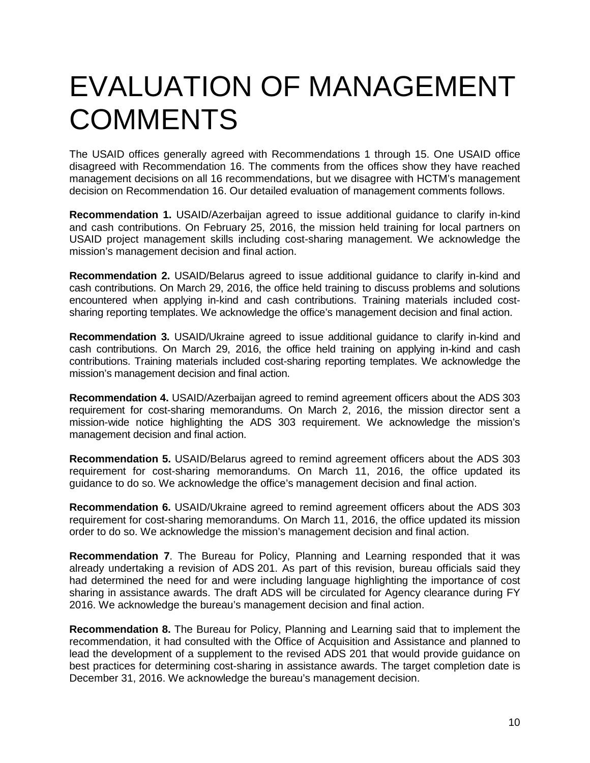# EVALUATION OF MANAGEMENT COMMENTS

The USAID offices generally agreed with Recommendations 1 through 15. One USAID office disagreed with Recommendation 16. The comments from the offices show they have reached management decisions on all 16 recommendations, but we disagree with HCTM's management decision on Recommendation 16. Our detailed evaluation of management comments follows.

**Recommendation 1.** USAID/Azerbaijan agreed to issue additional guidance to clarify in-kind and cash contributions. On February 25, 2016, the mission held training for local partners on USAID project management skills including cost-sharing management. We acknowledge the mission's management decision and final action.

**Recommendation 2.** USAID/Belarus agreed to issue additional guidance to clarify in-kind and cash contributions. On March 29, 2016, the office held training to discuss problems and solutions encountered when applying in-kind and cash contributions. Training materials included cost-sharing reporting templates. We acknowledge the office's management decision and final action.

**Recommendation 3.** USAID/Ukraine agreed to issue additional guidance to clarify in-kind and cash contributions. On March 29, 2016, the office held training on applying in-kind and cash contributions. Training materials included cost-sharing reporting templates. We acknowledge the mission's management decision and final action.

**Recommendation 4.** USAID/Azerbaijan agreed to remind agreement officers about the ADS 303 requirement for cost-sharing memorandums. On March 2, 2016, the mission director sent a mission-wide notice highlighting the ADS 303 requirement. We acknowledge the mission's management decision and final action.

**Recommendation 5.** USAID/Belarus agreed to remind agreement officers about the ADS 303 requirement for cost-sharing memorandums. On March 11, 2016, the office updated its guidance to do so. We acknowledge the office's management decision and final action.

**Recommendation 6.** USAID/Ukraine agreed to remind agreement officers about the ADS 303 requirement for cost-sharing memorandums. On March 11, 2016, the office updated its mission order to do so. We acknowledge the mission's management decision and final action.

**Recommendation 7**. The Bureau for Policy, Planning and Learning responded that it was already undertaking a revision of ADS 201. As part of this revision, bureau officials said they had determined the need for and were including language highlighting the importance of cost sharing in assistance awards. The draft ADS will be circulated for Agency clearance during FY 2016. We acknowledge the bureau's management decision and final action.

**Recommendation 8.** The Bureau for Policy, Planning and Learning said that to implement the recommendation, it had consulted with the Office of Acquisition and Assistance and planned to lead the development of a supplement to the revised ADS 201 that would provide guidance on best practices for determining cost-sharing in assistance awards. The target completion date is December 31, 2016. We acknowledge the bureau's management decision.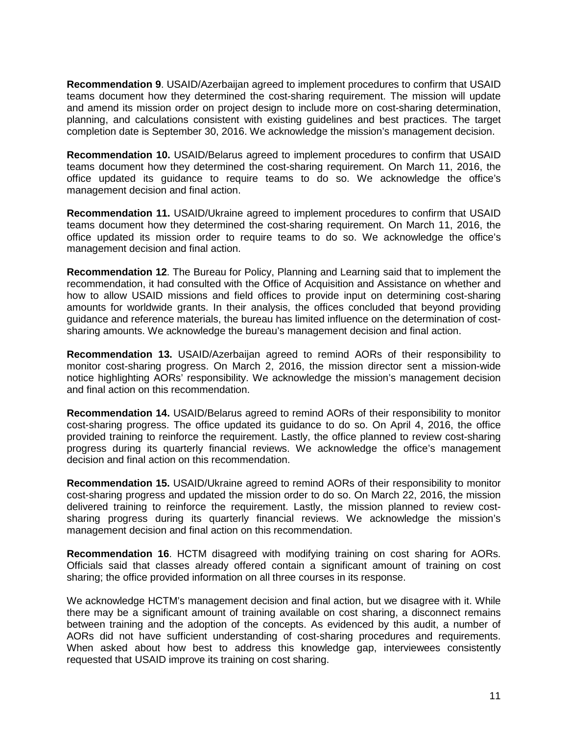**Recommendation 9**. USAID/Azerbaijan agreed to implement procedures to confirm that USAID teams document how they determined the cost-sharing requirement. The mission will update and amend its mission order on project design to include more on cost-sharing determination, planning, and calculations consistent with existing guidelines and best practices. The target completion date is September 30, 2016. We acknowledge the mission's management decision.

**Recommendation 10.** USAID/Belarus agreed to implement procedures to confirm that USAID teams document how they determined the cost-sharing requirement. On March 11, 2016, the office updated its guidance to require teams to do so. We acknowledge the office's management decision and final action.

**Recommendation 11.** USAID/Ukraine agreed to implement procedures to confirm that USAID teams document how they determined the cost-sharing requirement. On March 11, 2016, the office updated its mission order to require teams to do so. We acknowledge the office's management decision and final action.

**Recommendation 12**. The Bureau for Policy, Planning and Learning said that to implement the recommendation, it had consulted with the Office of Acquisition and Assistance on whether and how to allow USAID missions and field offices to provide input on determining cost-sharing amounts for worldwide grants. In their analysis, the offices concluded that beyond providing guidance and reference materials, the bureau has limited influence on the determination of cost-sharing amounts. We acknowledge the bureau's management decision and final action.

**Recommendation 13.** USAID/Azerbaijan agreed to remind AORs of their responsibility to monitor cost-sharing progress. On March 2, 2016, the mission director sent a mission-wide notice highlighting AORs' responsibility. We acknowledge the mission's management decision and final action on this recommendation.

**Recommendation 14.** USAID/Belarus agreed to remind AORs of their responsibility to monitor cost-sharing progress. The office updated its guidance to do so. On April 4, 2016, the office provided training to reinforce the requirement. Lastly, the office planned to review cost-sharing progress during its quarterly financial reviews. We acknowledge the office's management decision and final action on this recommendation.

**Recommendation 15.** USAID/Ukraine agreed to remind AORs of their responsibility to monitor cost-sharing progress and updated the mission order to do so. On March 22, 2016, the mission delivered training to reinforce the requirement. Lastly, the mission planned to review cost-sharing progress during its quarterly financial reviews. We acknowledge the mission's management decision and final action on this recommendation.

**Recommendation 16**. HCTM disagreed with modifying training on cost sharing for AORs. Officials said that classes already offered contain a significant amount of training on cost sharing; the office provided information on all three courses in its response.

We acknowledge HCTM's management decision and final action, but we disagree with it. While there may be a significant amount of training available on cost sharing, a disconnect remains between training and the adoption of the concepts. As evidenced by this audit, a number of AORs did not have sufficient understanding of cost-sharing procedures and requirements. When asked about how best to address this knowledge gap, interviewees consistently requested that USAID improve its training on cost sharing.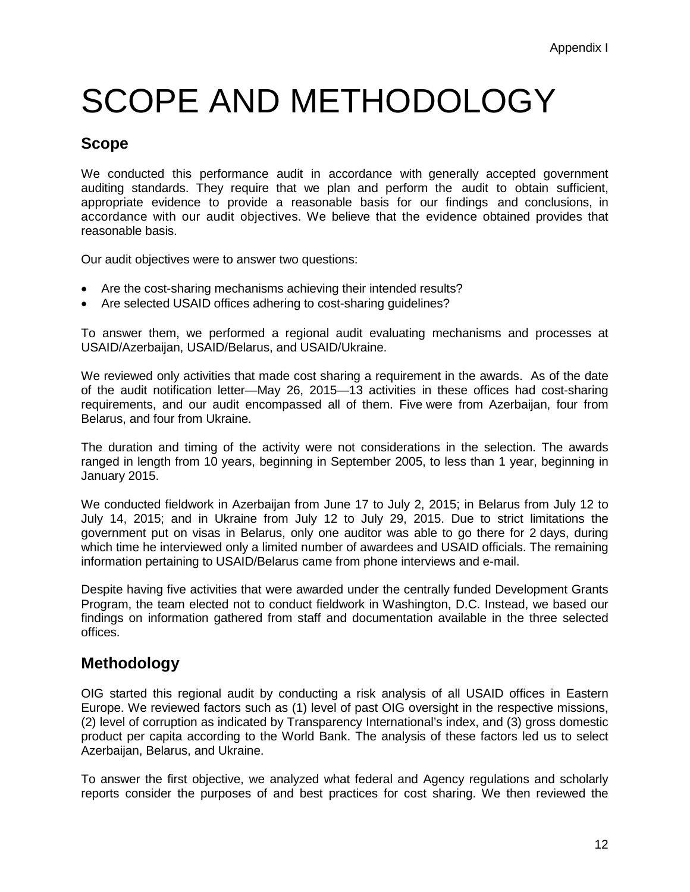# SCOPE AND METHODOLOGY

## Scope

We conducted this performance audit in accordance with generally accepted government auditing standards. They require that we plan and perform the audit to obtain sufficient, appropriate evidence to provide a reasonable basis for our findings and conclusions, in accordance with our audit objectives. We believe that the evidence obtained provides that reasonable basis.

Our audit objectives were to answer two questions:

- Are the cost-sharing mechanisms achieving their intended results?
- Are selected USAID offices adhering to cost-sharing guidelines?

To answer them, we performed a regional audit evaluating mechanisms and processes at USAID/Azerbaijan, USAID/Belarus, and USAID/Ukraine.

We reviewed only activities that made cost sharing a requirement in the awards. As of the date of the audit notification letter—May 26, 2015—13 activities in these offices had cost-sharing requirements, and our audit encompassed all of them. Five were from Azerbaijan, four from Belarus, and four from Ukraine.

The duration and timing of the activity were not considerations in the selection. The awards ranged in length from 10 years, beginning in September 2005, to less than 1 year, beginning in January 2015.

We conducted fieldwork in Azerbaijan from June 17 to July 2, 2015; in Belarus from July 12 to July 14, 2015; and in Ukraine from July 12 to July 29, 2015. Due to strict limitations the government put on visas in Belarus, only one auditor was able to go there for 2 days, during which time he interviewed only a limited number of awardees and USAID officials. The remaining information pertaining to USAID/Belarus came from phone interviews and e-mail.

Despite having five activities that were awarded under the centrally funded Development Grants Program, the team elected not to conduct fieldwork in Washington, D.C. Instead, we based our findings on information gathered from staff and documentation available in the three selected offices.

## Methodology

OIG started this regional audit by conducting a risk analysis of all USAID offices in Eastern Europe. We reviewed factors such as (1) level of past OIG oversight in the respective missions, (2) level of corruption as indicated by Transparency International's index, and (3) gross domestic product per capita according to the World Bank. The analysis of these factors led us to select Azerbaijan, Belarus, and Ukraine.

To answer the first objective, we analyzed what federal and Agency regulations and scholarly reports consider the purposes of and best practices for cost sharing. We then reviewed the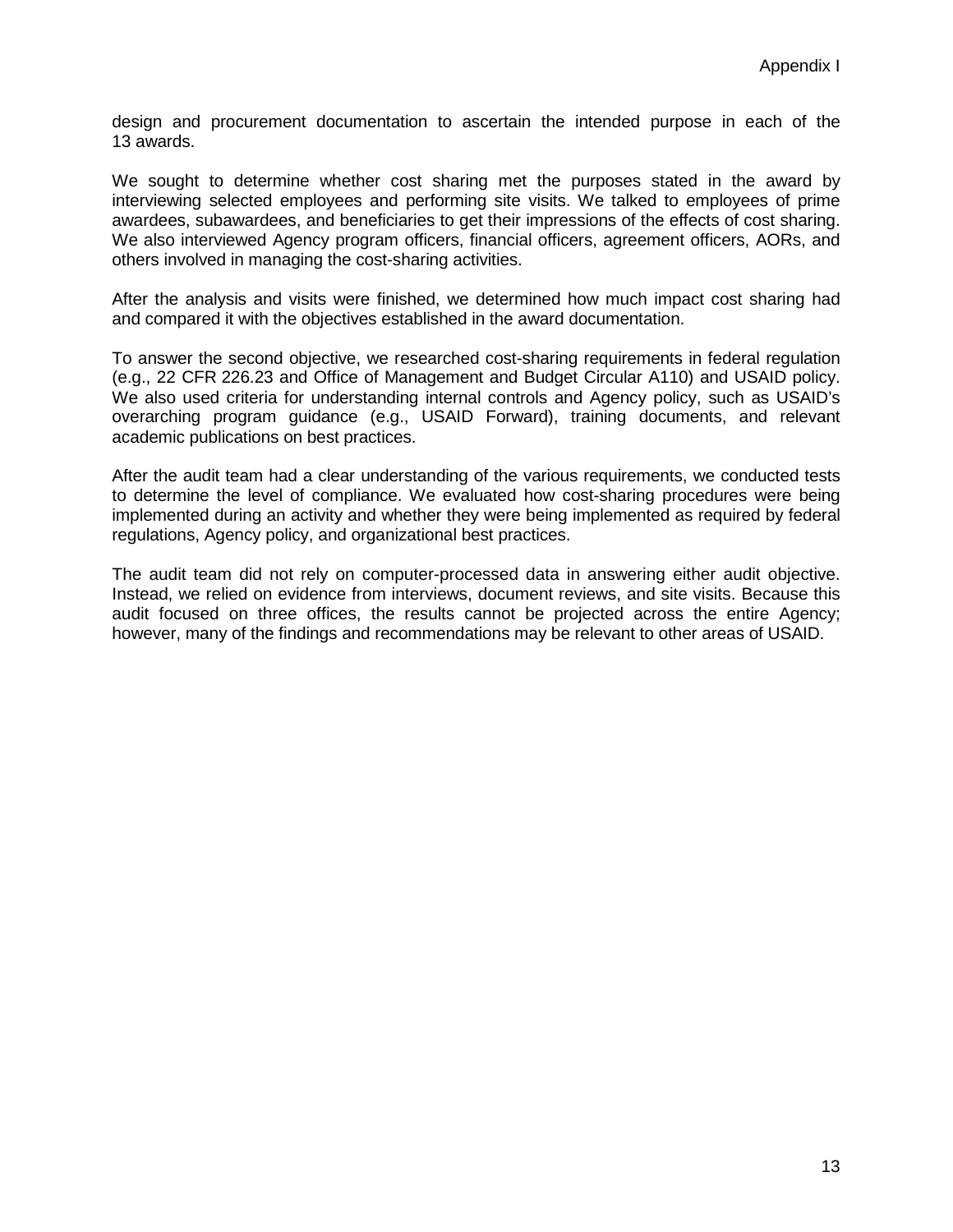design and procurement documentation to ascertain the intended purpose in each of the 13 awards.

We sought to determine whether cost sharing met the purposes stated in the award by interviewing selected employees and performing site visits. We talked to employees of prime awardees, subawardees, and beneficiaries to get their impressions of the effects of cost sharing. We also interviewed Agency program officers, financial officers, agreement officers, AORs, and others involved in managing the cost-sharing activities.

After the analysis and visits were finished, we determined how much impact cost sharing had and compared it with the objectives established in the award documentation.

To answer the second objective, we researched cost-sharing requirements in federal regulation (e.g., 22 CFR 226.23 and Office of Management and Budget Circular A110) and USAID policy. We also used criteria for understanding internal controls and Agency policy, such as USAID's overarching program guidance (e.g., USAID Forward), training documents, and relevant academic publications on best practices.

After the audit team had a clear understanding of the various requirements, we conducted tests to determine the level of compliance. We evaluated how cost-sharing procedures were being implemented during an activity and whether they were being implemented as required by federal regulations, Agency policy, and organizational best practices.

The audit team did not rely on computer-processed data in answering either audit objective. Instead, we relied on evidence from interviews, document reviews, and site visits. Because this audit focused on three offices, the results cannot be projected across the entire Agency; however, many of the findings and recommendations may be relevant to other areas of USAID.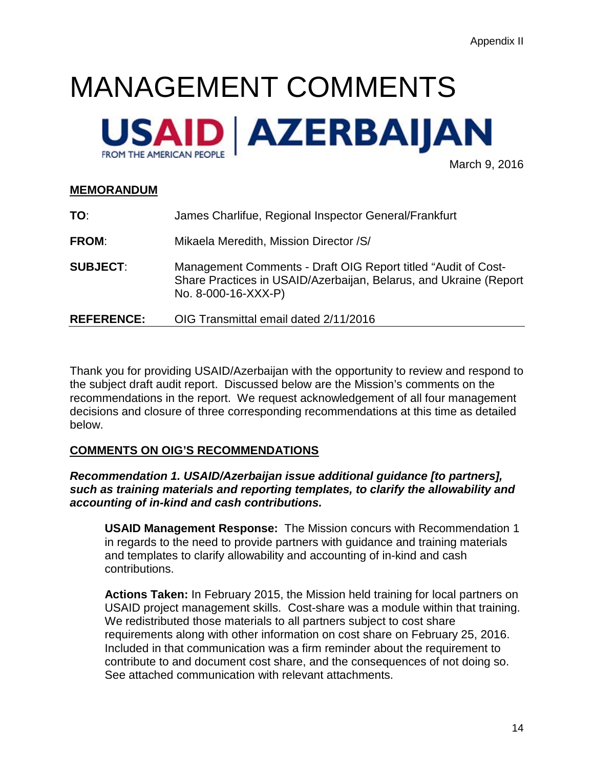Appendix II

# MANAGEMENT COMMENTS

**USAID | AZERBAIJAN**
FROM THE AMERICAN PEOPLE

March 9, 2016

**MEMORANDUM**

**TO**: James Charlifue, Regional Inspector General/Frankfurt

**FROM**: Mikaela Meredith, Mission Director /S/

**SUBJECT**: Management Comments - Draft OIG Report titled "Audit of Cost-Share Practices in USAID/Azerbaijan, Belarus, and Ukraine (Report No. 8-000-16-XXX-P)

**REFERENCE:** OIG Transmittal email dated 2/11/2016

Thank you for providing USAID/Azerbaijan with the opportunity to review and respond to the subject draft audit report. Discussed below are the Mission's comments on the recommendations in the report. We request acknowledgement of all four management decisions and closure of three corresponding recommendations at this time as detailed below.

**COMMENTS ON OIG'S RECOMMENDATIONS**

***Recommendation 1. USAID/Azerbaijan issue additional guidance [to partners], such as training materials and reporting templates, to clarify the allowability and accounting of in-kind and cash contributions.***

**USAID Management Response:** The Mission concurs with Recommendation 1 in regards to the need to provide partners with guidance and training materials and templates to clarify allowability and accounting of in-kind and cash contributions.

**Actions Taken:** In February 2015, the Mission held training for local partners on USAID project management skills. Cost-share was a module within that training. We redistributed those materials to all partners subject to cost share requirements along with other information on cost share on February 25, 2016. Included in that communication was a firm reminder about the requirement to contribute to and document cost share, and the consequences of not doing so. See attached communication with relevant attachments.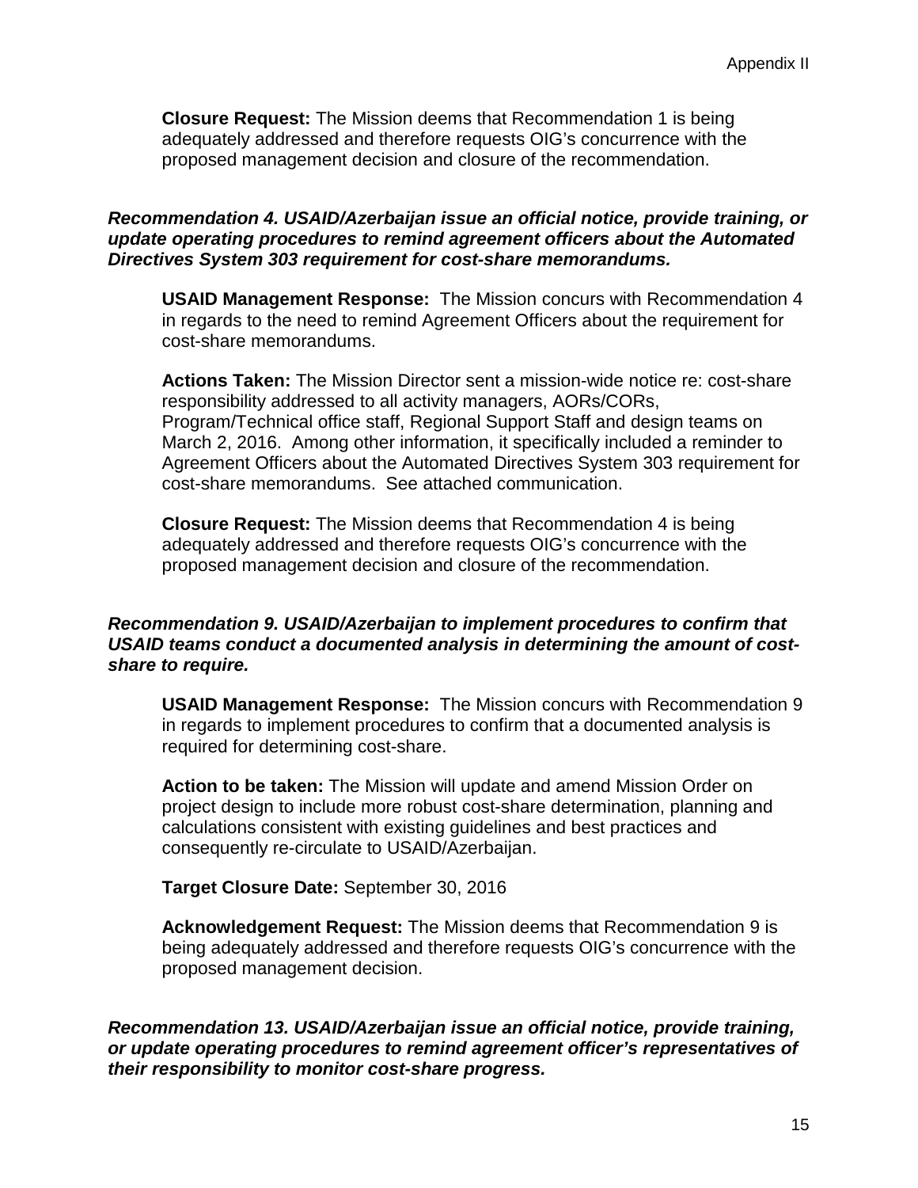**Closure Request:** The Mission deems that Recommendation 1 is being adequately addressed and therefore requests OIG's concurrence with the proposed management decision and closure of the recommendation.

***Recommendation 4. USAID/Azerbaijan issue an official notice, provide training, or update operating procedures to remind agreement officers about the Automated Directives System 303 requirement for cost-share memorandums.***

**USAID Management Response:** The Mission concurs with Recommendation 4 in regards to the need to remind Agreement Officers about the requirement for cost-share memorandums.

**Actions Taken:** The Mission Director sent a mission-wide notice re: cost-share responsibility addressed to all activity managers, AORs/CORs, Program/Technical office staff, Regional Support Staff and design teams on March 2, 2016. Among other information, it specifically included a reminder to Agreement Officers about the Automated Directives System 303 requirement for cost-share memorandums. See attached communication.

**Closure Request:** The Mission deems that Recommendation 4 is being adequately addressed and therefore requests OIG's concurrence with the proposed management decision and closure of the recommendation.

***Recommendation 9. USAID/Azerbaijan to implement procedures to confirm that USAID teams conduct a documented analysis in determining the amount of cost-share to require.***

**USAID Management Response:** The Mission concurs with Recommendation 9 in regards to implement procedures to confirm that a documented analysis is required for determining cost-share.

**Action to be taken:** The Mission will update and amend Mission Order on project design to include more robust cost-share determination, planning and calculations consistent with existing guidelines and best practices and consequently re-circulate to USAID/Azerbaijan.

**Target Closure Date:** September 30, 2016

**Acknowledgement Request:** The Mission deems that Recommendation 9 is being adequately addressed and therefore requests OIG's concurrence with the proposed management decision.

***Recommendation 13. USAID/Azerbaijan issue an official notice, provide training, or update operating procedures to remind agreement officer's representatives of their responsibility to monitor cost-share progress.***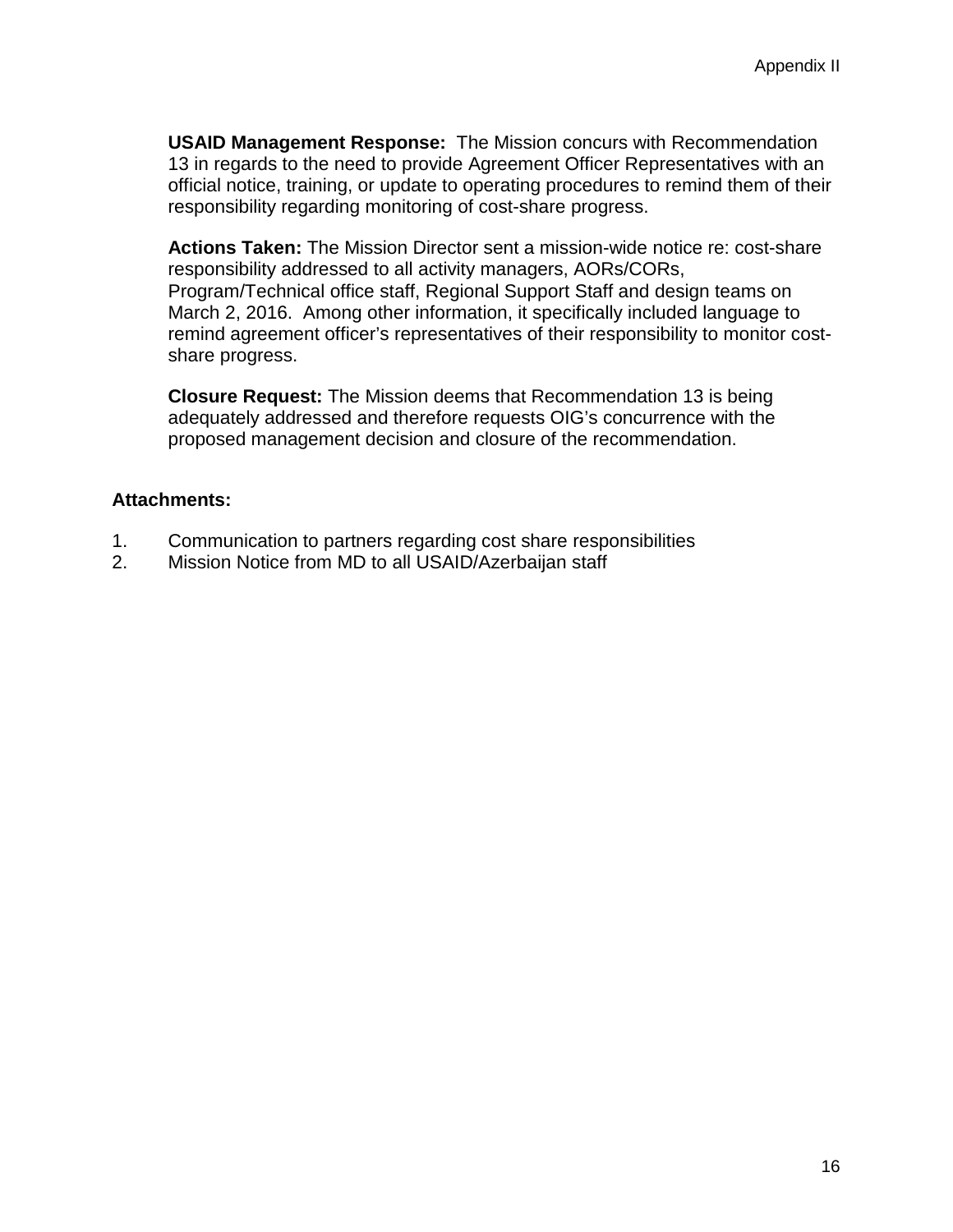**USAID Management Response:** The Mission concurs with Recommendation 13 in regards to the need to provide Agreement Officer Representatives with an official notice, training, or update to operating procedures to remind them of their responsibility regarding monitoring of cost-share progress.

**Actions Taken:** The Mission Director sent a mission-wide notice re: cost-share responsibility addressed to all activity managers, AORs/CORs, Program/Technical office staff, Regional Support Staff and design teams on March 2, 2016. Among other information, it specifically included language to remind agreement officer's representatives of their responsibility to monitor cost-share progress.

**Closure Request:** The Mission deems that Recommendation 13 is being adequately addressed and therefore requests OIG's concurrence with the proposed management decision and closure of the recommendation.

**Attachments:**

1. Communication to partners regarding cost share responsibilities
2. Mission Notice from MD to all USAID/Azerbaijan staff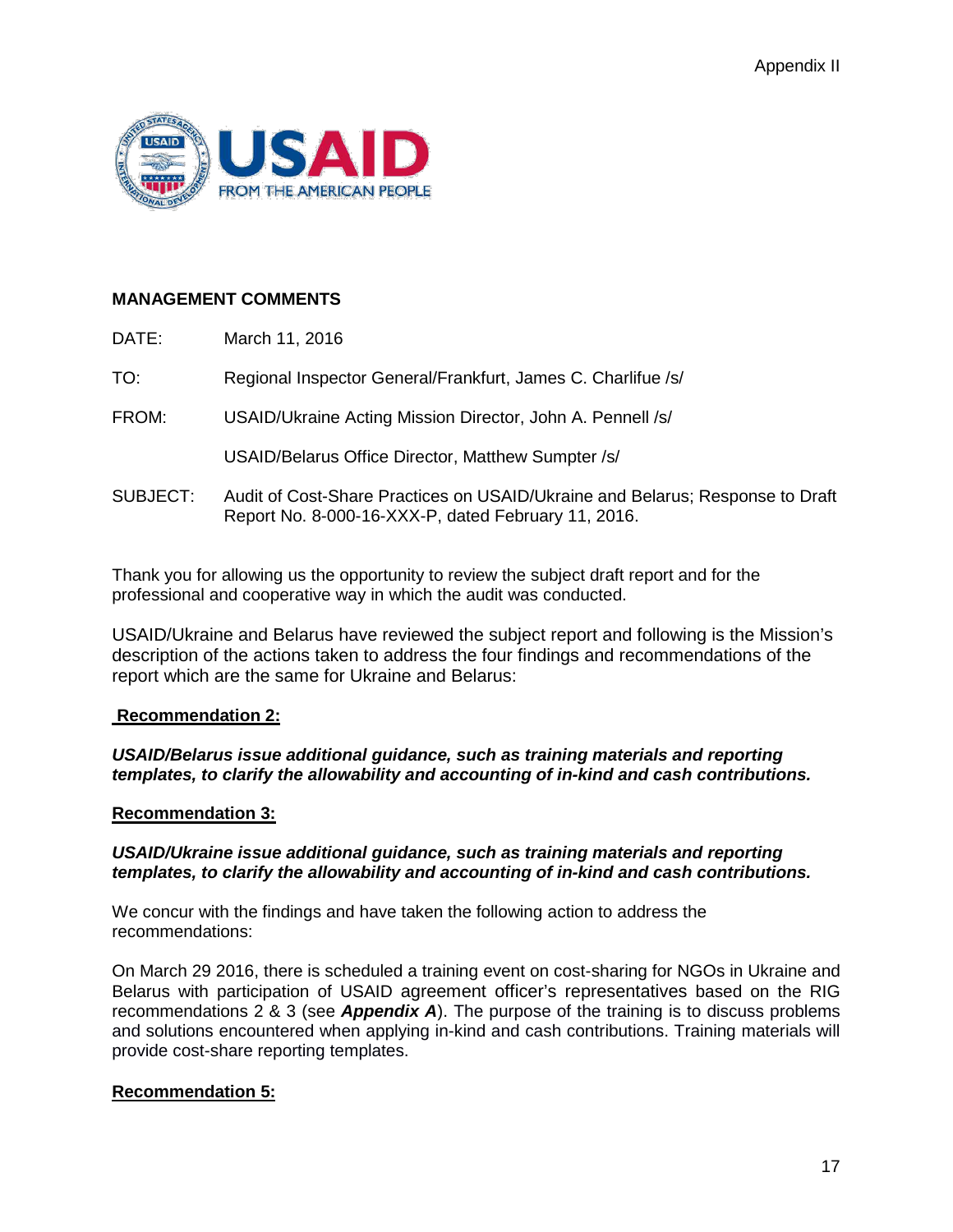Appendix II

USAID FROM THE AMERICAN PEOPLE

**MANAGEMENT COMMENTS**

DATE: March 11, 2016

TO: Regional Inspector General/Frankfurt, James C. Charlifue /s/

FROM: USAID/Ukraine Acting Mission Director, John A. Pennell /s/

USAID/Belarus Office Director, Matthew Sumpter /s/

SUBJECT: Audit of Cost-Share Practices on USAID/Ukraine and Belarus; Response to Draft Report No. 8-000-16-XXX-P, dated February 11, 2016.

Thank you for allowing us the opportunity to review the subject draft report and for the professional and cooperative way in which the audit was conducted.

USAID/Ukraine and Belarus have reviewed the subject report and following is the Mission's description of the actions taken to address the four findings and recommendations of the report which are the same for Ukraine and Belarus:

**Recommendation 2:**

***USAID/Belarus issue additional guidance, such as training materials and reporting templates, to clarify the allowability and accounting of in-kind and cash contributions.***

**Recommendation 3:**

***USAID/Ukraine issue additional guidance, such as training materials and reporting templates, to clarify the allowability and accounting of in-kind and cash contributions.***

We concur with the findings and have taken the following action to address the recommendations:

On March 29 2016, there is scheduled a training event on cost-sharing for NGOs in Ukraine and Belarus with participation of USAID agreement officer's representatives based on the RIG recommendations 2 & 3 (see ***Appendix A***). The purpose of the training is to discuss problems and solutions encountered when applying in-kind and cash contributions. Training materials will provide cost-share reporting templates.

**Recommendation 5:**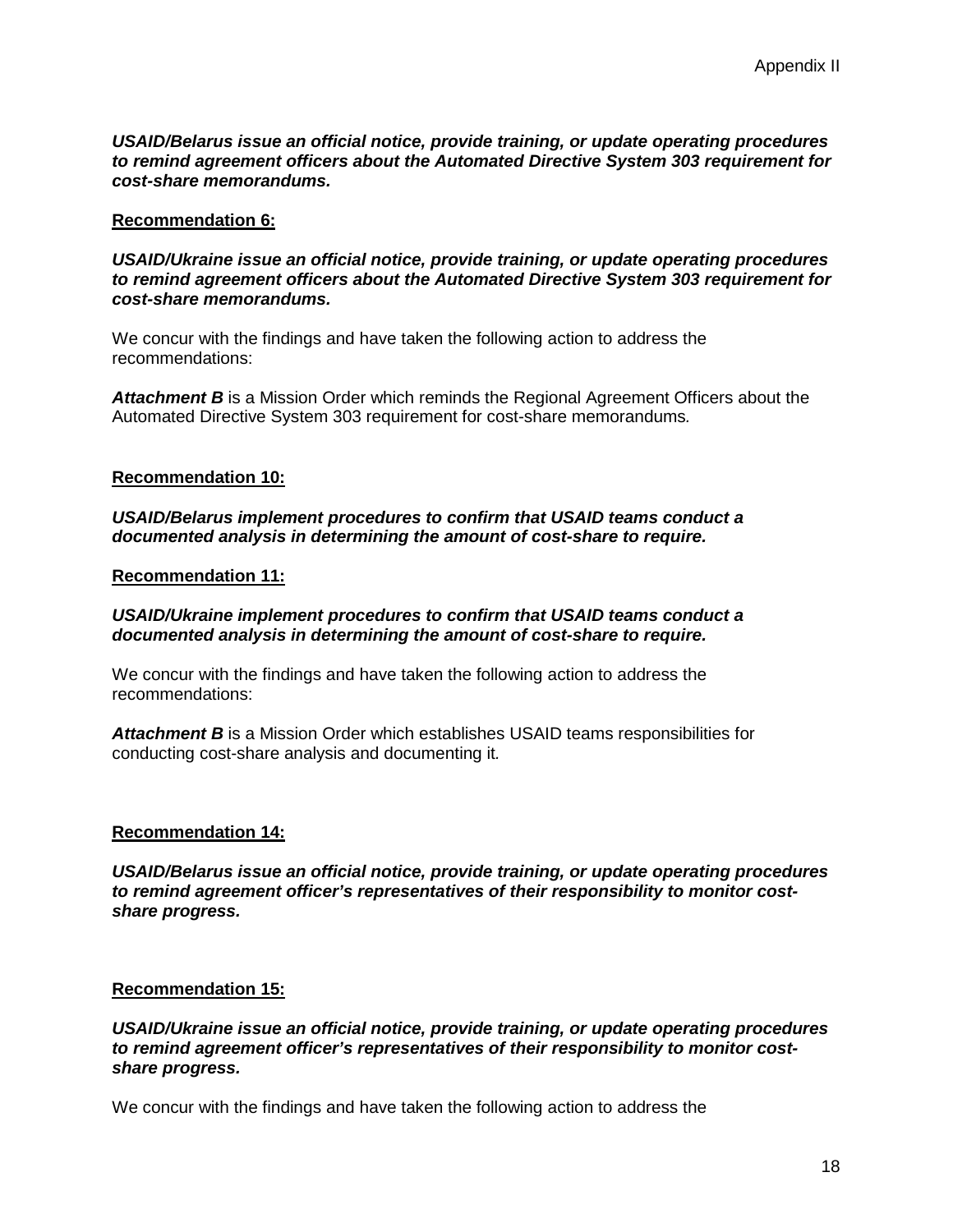***USAID/Belarus issue an official notice, provide training, or update operating procedures to remind agreement officers about the Automated Directive System 303 requirement for cost-share memorandums.***

**Recommendation 6:**

***USAID/Ukraine issue an official notice, provide training, or update operating procedures to remind agreement officers about the Automated Directive System 303 requirement for cost-share memorandums.***

We concur with the findings and have taken the following action to address the recommendations:

***Attachment B*** is a Mission Order which reminds the Regional Agreement Officers about the Automated Directive System 303 requirement for cost-share memorandums.

**Recommendation 10:**

***USAID/Belarus implement procedures to confirm that USAID teams conduct a documented analysis in determining the amount of cost-share to require.***

**Recommendation 11:**

***USAID/Ukraine implement procedures to confirm that USAID teams conduct a documented analysis in determining the amount of cost-share to require.***

We concur with the findings and have taken the following action to address the recommendations:

***Attachment B*** is a Mission Order which establishes USAID teams responsibilities for conducting cost-share analysis and documenting it.

**Recommendation 14:**

***USAID/Belarus issue an official notice, provide training, or update operating procedures to remind agreement officer's representatives of their responsibility to monitor cost-share progress.***

**Recommendation 15:**

***USAID/Ukraine issue an official notice, provide training, or update operating procedures to remind agreement officer's representatives of their responsibility to monitor cost-share progress.***

We concur with the findings and have taken the following action to address the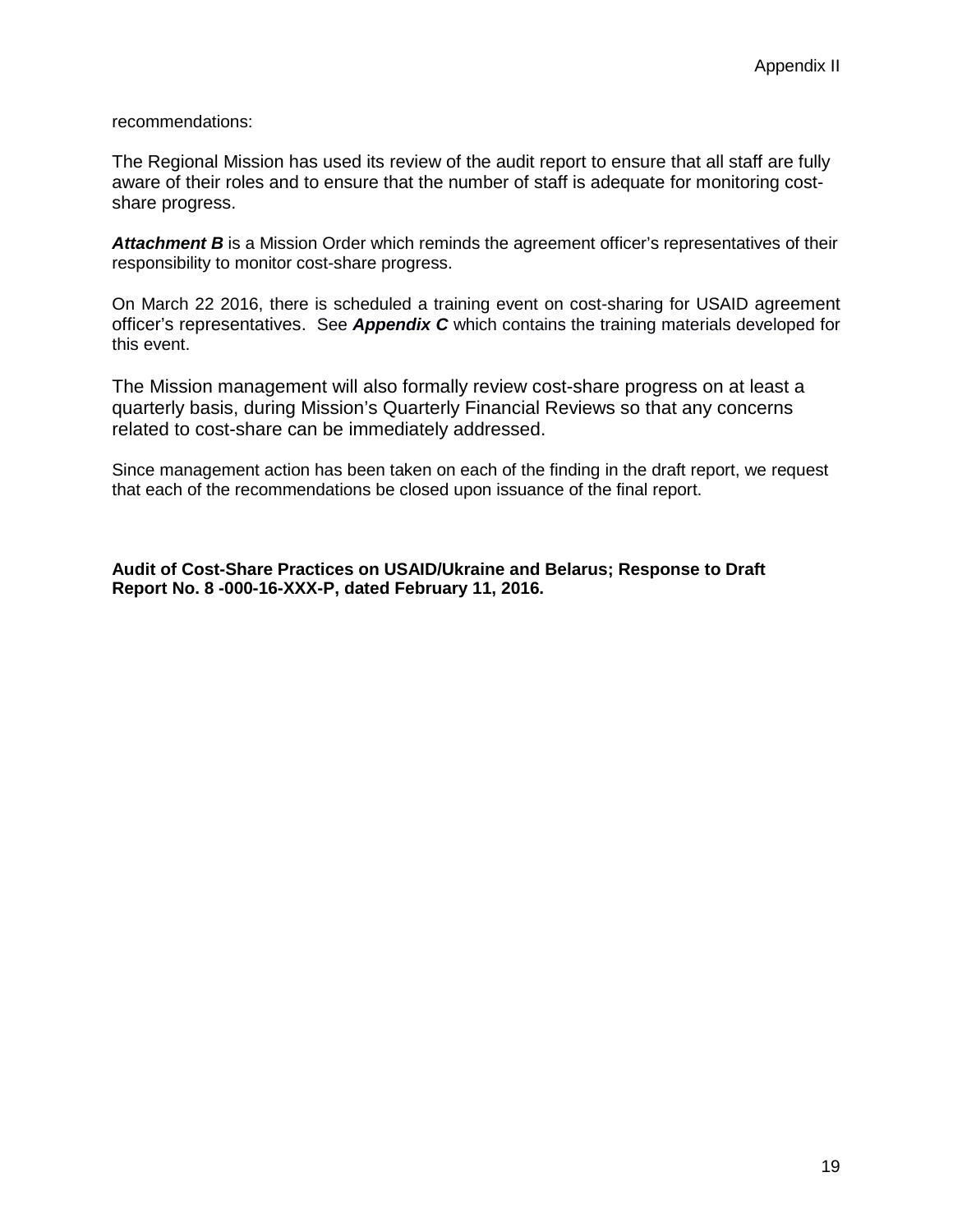recommendations:

The Regional Mission has used its review of the audit report to ensure that all staff are fully aware of their roles and to ensure that the number of staff is adequate for monitoring cost-share progress.

***Attachment B*** is a Mission Order which reminds the agreement officer's representatives of their responsibility to monitor cost-share progress.

On March 22 2016, there is scheduled a training event on cost-sharing for USAID agreement officer's representatives. See ***Appendix C*** which contains the training materials developed for this event.

The Mission management will also formally review cost-share progress on at least a quarterly basis, during Mission's Quarterly Financial Reviews so that any concerns related to cost-share can be immediately addressed.

Since management action has been taken on each of the finding in the draft report, we request that each of the recommendations be closed upon issuance of the final report.

**Audit of Cost-Share Practices on USAID/Ukraine and Belarus; Response to Draft Report No. 8 -000-16-XXX-P, dated February 11, 2016.**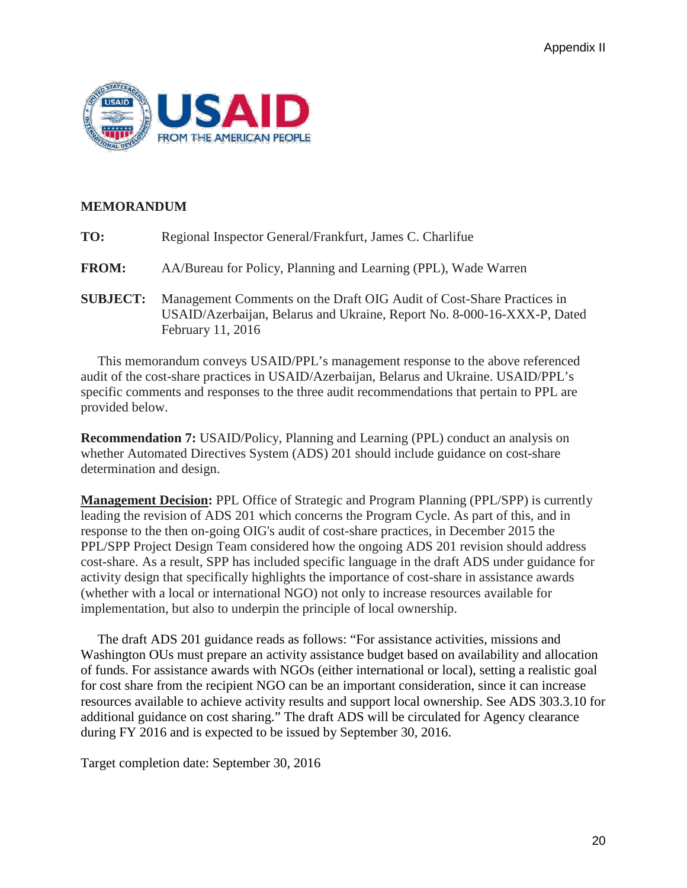Appendix II

**MEMORANDUM**

**TO:** Regional Inspector General/Frankfurt, James C. Charlifue

**FROM:** AA/Bureau for Policy, Planning and Learning (PPL), Wade Warren

**SUBJECT:** Management Comments on the Draft OIG Audit of Cost-Share Practices in USAID/Azerbaijan, Belarus and Ukraine, Report No. 8-000-16-XXX-P, Dated February 11, 2016

This memorandum conveys USAID/PPL's management response to the above referenced audit of the cost-share practices in USAID/Azerbaijan, Belarus and Ukraine. USAID/PPL's specific comments and responses to the three audit recommendations that pertain to PPL are provided below.

**Recommendation 7:** USAID/Policy, Planning and Learning (PPL) conduct an analysis on whether Automated Directives System (ADS) 201 should include guidance on cost-share determination and design.

**Management Decision:** PPL Office of Strategic and Program Planning (PPL/SPP) is currently leading the revision of ADS 201 which concerns the Program Cycle. As part of this, and in response to the then on-going OIG's audit of cost-share practices, in December 2015 the PPL/SPP Project Design Team considered how the ongoing ADS 201 revision should address cost-share. As a result, SPP has included specific language in the draft ADS under guidance for activity design that specifically highlights the importance of cost-share in assistance awards (whether with a local or international NGO) not only to increase resources available for implementation, but also to underpin the principle of local ownership.

The draft ADS 201 guidance reads as follows: "For assistance activities, missions and Washington OUs must prepare an activity assistance budget based on availability and allocation of funds. For assistance awards with NGOs (either international or local), setting a realistic goal for cost share from the recipient NGO can be an important consideration, since it can increase resources available to achieve activity results and support local ownership. See ADS 303.3.10 for additional guidance on cost sharing." The draft ADS will be circulated for Agency clearance during FY 2016 and is expected to be issued by September 30, 2016.

Target completion date: September 30, 2016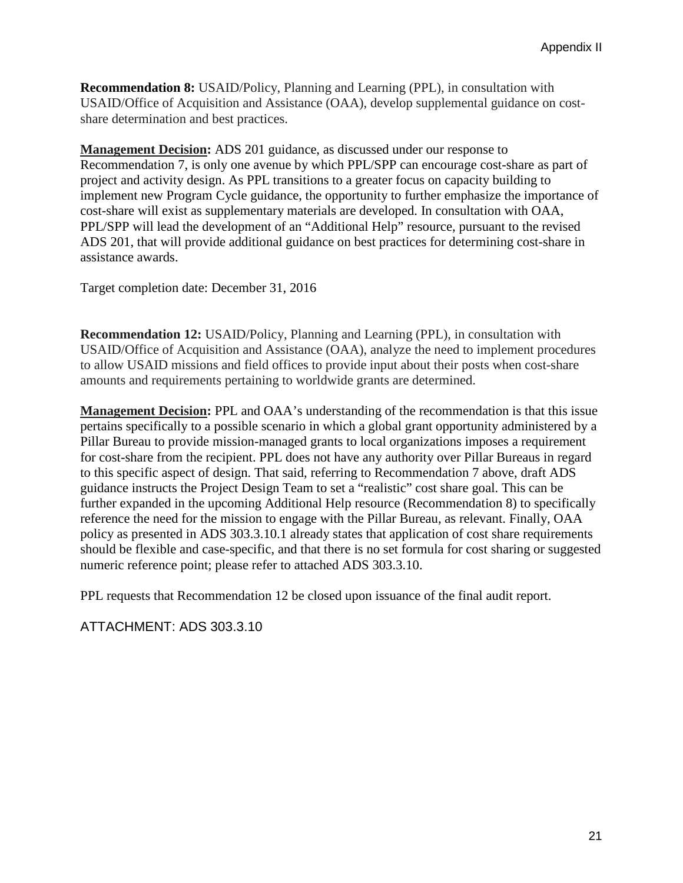**Recommendation 8:** USAID/Policy, Planning and Learning (PPL), in consultation with USAID/Office of Acquisition and Assistance (OAA), develop supplemental guidance on cost-share determination and best practices.

**Management Decision:** ADS 201 guidance, as discussed under our response to Recommendation 7, is only one avenue by which PPL/SPP can encourage cost-share as part of project and activity design. As PPL transitions to a greater focus on capacity building to implement new Program Cycle guidance, the opportunity to further emphasize the importance of cost-share will exist as supplementary materials are developed. In consultation with OAA, PPL/SPP will lead the development of an "Additional Help" resource, pursuant to the revised ADS 201, that will provide additional guidance on best practices for determining cost-share in assistance awards.

Target completion date: December 31, 2016

**Recommendation 12:** USAID/Policy, Planning and Learning (PPL), in consultation with USAID/Office of Acquisition and Assistance (OAA), analyze the need to implement procedures to allow USAID missions and field offices to provide input about their posts when cost-share amounts and requirements pertaining to worldwide grants are determined.

**Management Decision:** PPL and OAA's understanding of the recommendation is that this issue pertains specifically to a possible scenario in which a global grant opportunity administered by a Pillar Bureau to provide mission-managed grants to local organizations imposes a requirement for cost-share from the recipient. PPL does not have any authority over Pillar Bureaus in regard to this specific aspect of design. That said, referring to Recommendation 7 above, draft ADS guidance instructs the Project Design Team to set a "realistic" cost share goal. This can be further expanded in the upcoming Additional Help resource (Recommendation 8) to specifically reference the need for the mission to engage with the Pillar Bureau, as relevant. Finally, OAA policy as presented in ADS 303.3.10.1 already states that application of cost share requirements should be flexible and case-specific, and that there is no set formula for cost sharing or suggested numeric reference point; please refer to attached ADS 303.3.10.

PPL requests that Recommendation 12 be closed upon issuance of the final audit report.

ATTACHMENT: ADS 303.3.10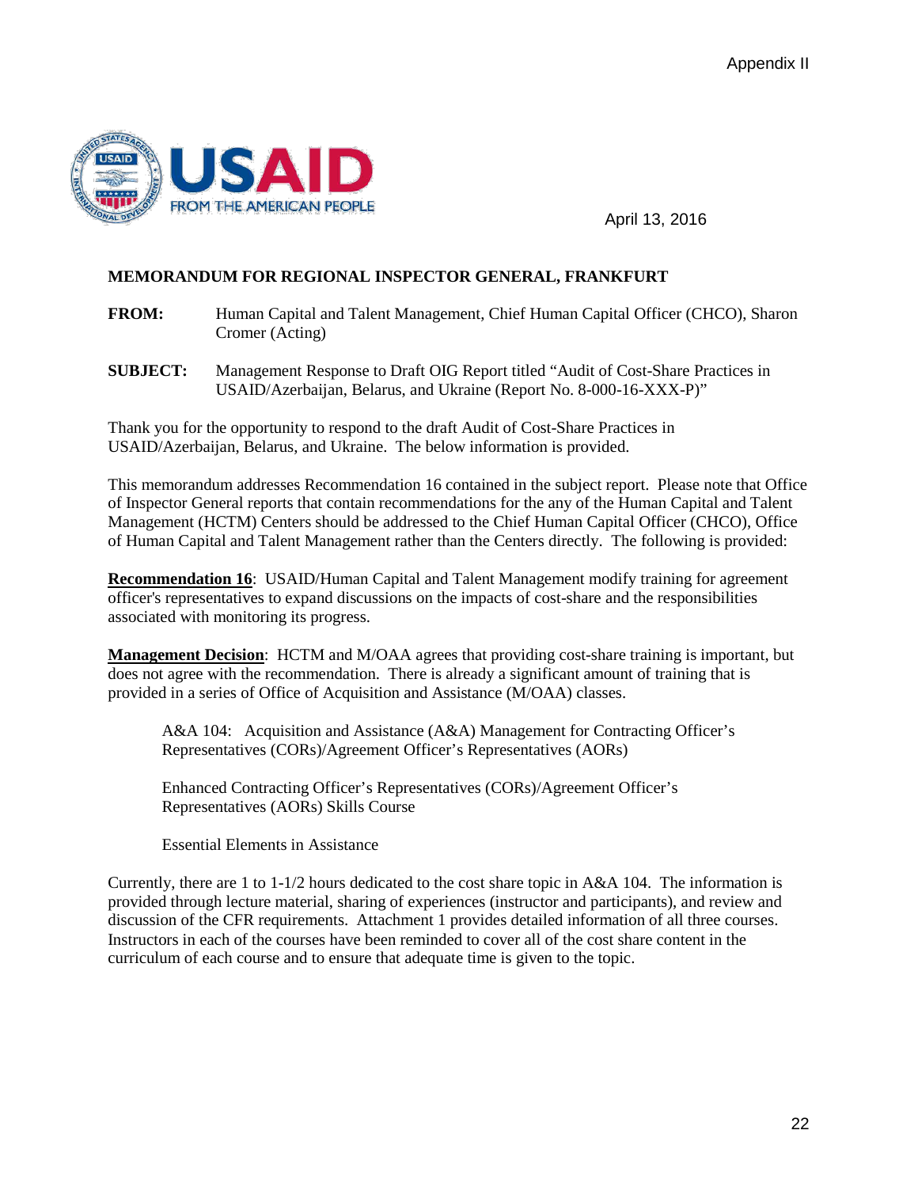Appendix II

USAID FROM THE AMERICAN PEOPLE

April 13, 2016

**MEMORANDUM FOR REGIONAL INSPECTOR GENERAL, FRANKFURT**

**FROM:** Human Capital and Talent Management, Chief Human Capital Officer (CHCO), Sharon Cromer (Acting)

**SUBJECT:** Management Response to Draft OIG Report titled "Audit of Cost-Share Practices in USAID/Azerbaijan, Belarus, and Ukraine (Report No. 8-000-16-XXX-P)"

Thank you for the opportunity to respond to the draft Audit of Cost-Share Practices in USAID/Azerbaijan, Belarus, and Ukraine. The below information is provided.

This memorandum addresses Recommendation 16 contained in the subject report. Please note that Office of Inspector General reports that contain recommendations for the any of the Human Capital and Talent Management (HCTM) Centers should be addressed to the Chief Human Capital Officer (CHCO), Office of Human Capital and Talent Management rather than the Centers directly. The following is provided:

**Recommendation 16**: USAID/Human Capital and Talent Management modify training for agreement officer's representatives to expand discussions on the impacts of cost-share and the responsibilities associated with monitoring its progress.

**Management Decision**: HCTM and M/OAA agrees that providing cost-share training is important, but does not agree with the recommendation. There is already a significant amount of training that is provided in a series of Office of Acquisition and Assistance (M/OAA) classes.

> A&A 104: Acquisition and Assistance (A&A) Management for Contracting Officer's Representatives (CORs)/Agreement Officer's Representatives (AORs)
>
> Enhanced Contracting Officer's Representatives (CORs)/Agreement Officer's Representatives (AORs) Skills Course
>
> Essential Elements in Assistance

Currently, there are 1 to 1-1/2 hours dedicated to the cost share topic in A&A 104. The information is provided through lecture material, sharing of experiences (instructor and participants), and review and discussion of the CFR requirements. Attachment 1 provides detailed information of all three courses. Instructors in each of the courses have been reminded to cover all of the cost share content in the curriculum of each course and to ensure that adequate time is given to the topic.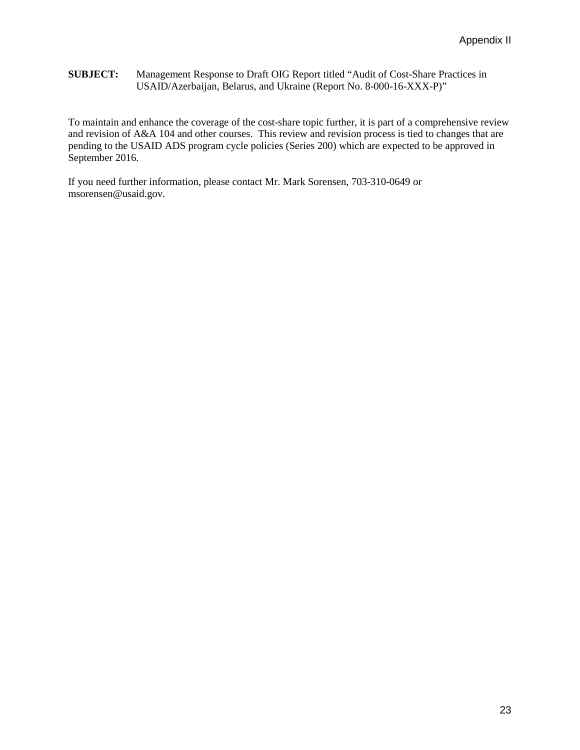**SUBJECT:** Management Response to Draft OIG Report titled "Audit of Cost-Share Practices in USAID/Azerbaijan, Belarus, and Ukraine (Report No. 8-000-16-XXX-P)"

To maintain and enhance the coverage of the cost-share topic further, it is part of a comprehensive review and revision of A&A 104 and other courses. This review and revision process is tied to changes that are pending to the USAID ADS program cycle policies (Series 200) which are expected to be approved in September 2016.

If you need further information, please contact Mr. Mark Sorensen, 703-310-0649 or msorensen@usaid.gov.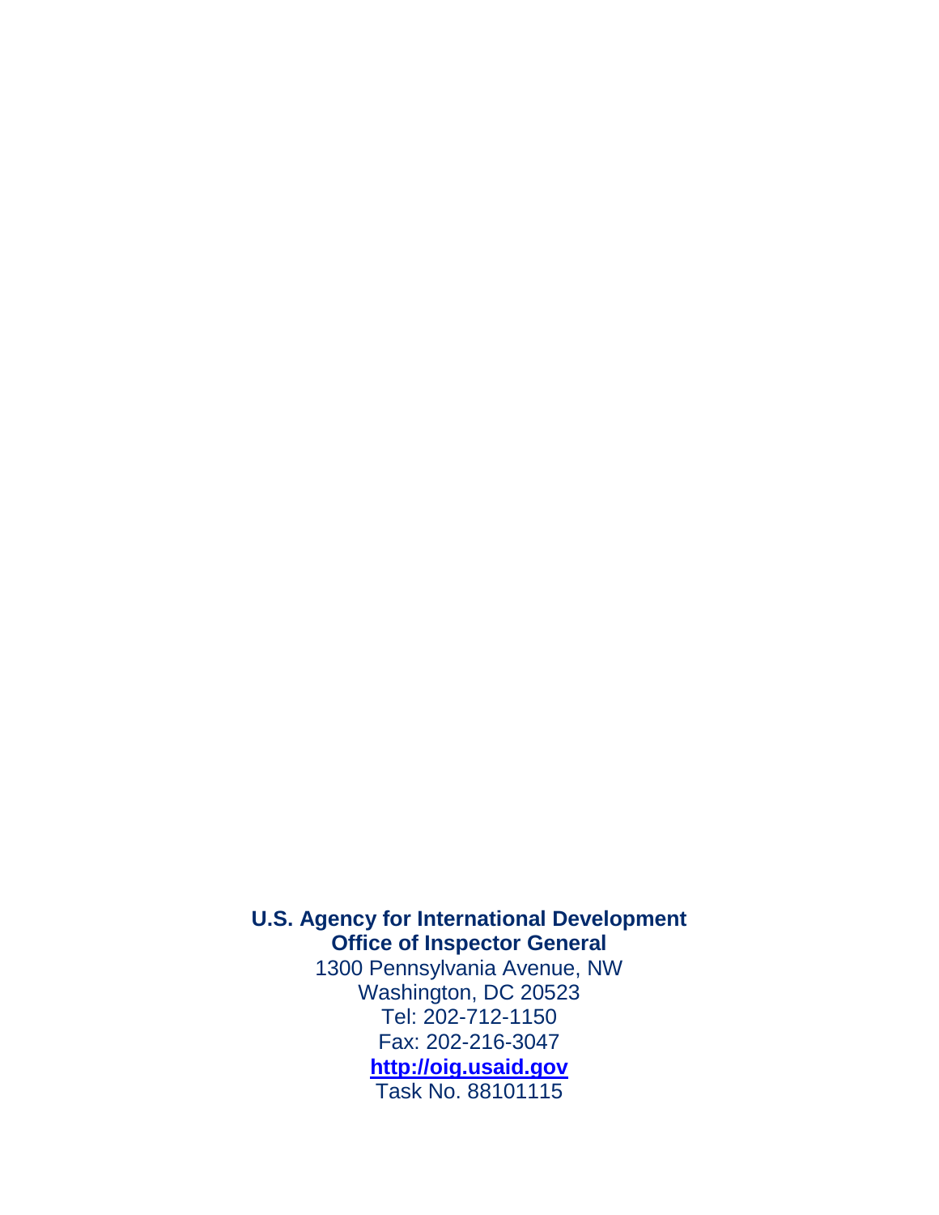**U.S. Agency for International Development**
**Office of Inspector General**
1300 Pennsylvania Avenue, NW
Washington, DC 20523
Tel: 202-712-1150
Fax: 202-216-3047
**http://oig.usaid.gov**
Task No. 88101115